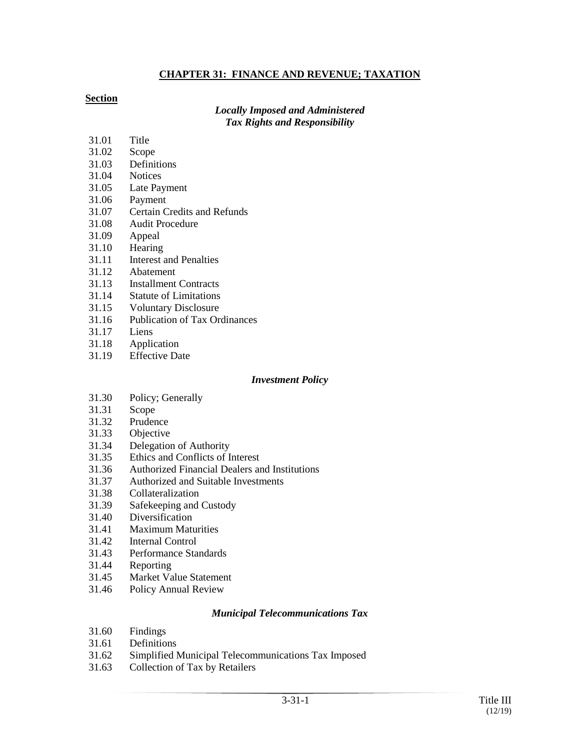# CHAPTER 31: FINANCE AND REVENUE; TAXATION

**Section**

***Locally Imposed and Administered Tax Rights and Responsibility***

31.01 Title
31.02 Scope
31.03 Definitions
31.04 Notices
31.05 Late Payment
31.06 Payment
31.07 Certain Credits and Refunds
31.08 Audit Procedure
31.09 Appeal
31.10 Hearing
31.11 Interest and Penalties
31.12 Abatement
31.13 Installment Contracts
31.14 Statute of Limitations
31.15 Voluntary Disclosure
31.16 Publication of Tax Ordinances
31.17 Liens
31.18 Application
31.19 Effective Date

***Investment Policy***

31.30 Policy; Generally
31.31 Scope
31.32 Prudence
31.33 Objective
31.34 Delegation of Authority
31.35 Ethics and Conflicts of Interest
31.36 Authorized Financial Dealers and Institutions
31.37 Authorized and Suitable Investments
31.38 Collateralization
31.39 Safekeeping and Custody
31.40 Diversification
31.41 Maximum Maturities
31.42 Internal Control
31.43 Performance Standards
31.44 Reporting
31.45 Market Value Statement
31.46 Policy Annual Review

***Municipal Telecommunications Tax***

31.60 Findings
31.61 Definitions
31.62 Simplified Municipal Telecommunications Tax Imposed
31.63 Collection of Tax by Retailers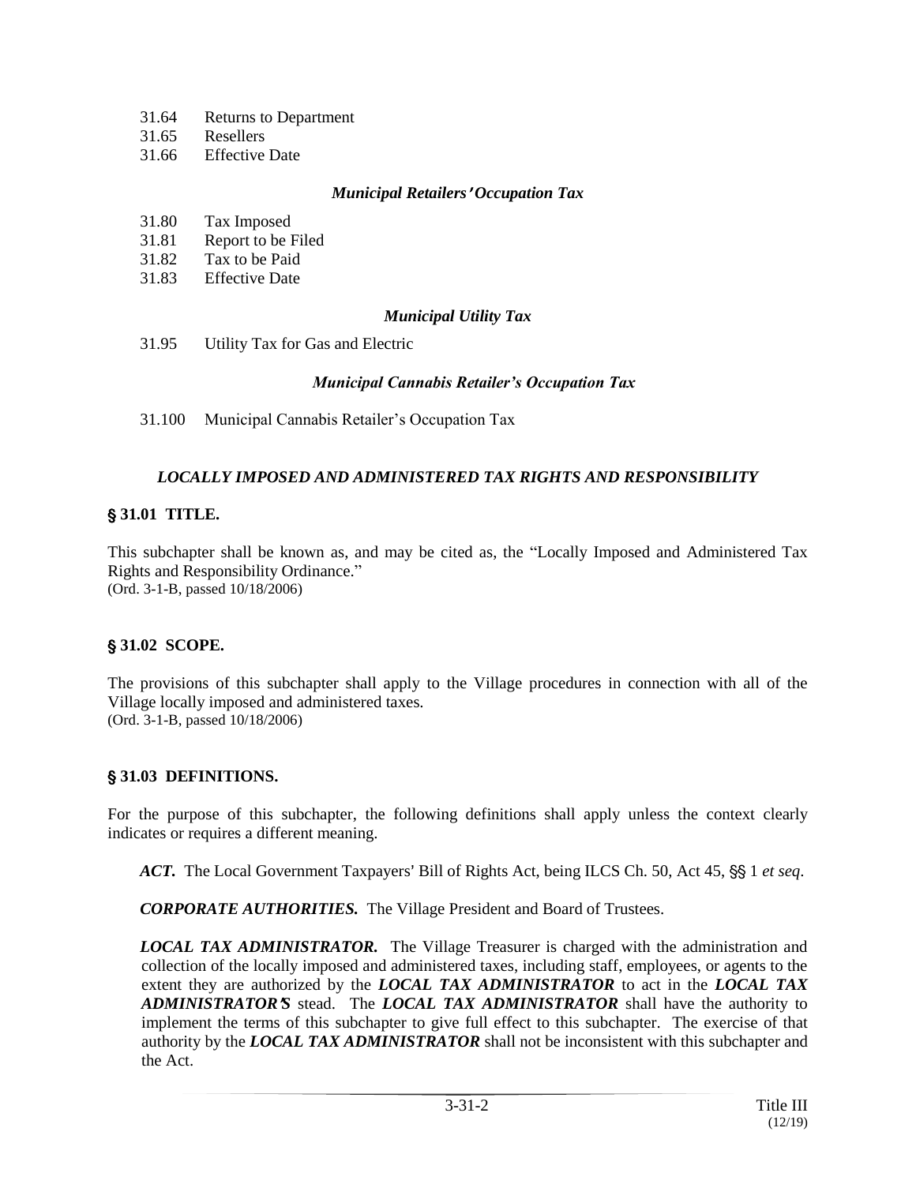31.64 Returns to Department
31.65 Resellers
31.66 Effective Date

*Municipal Retailers' Occupation Tax*

31.80 Tax Imposed
31.81 Report to be Filed
31.82 Tax to be Paid
31.83 Effective Date

*Municipal Utility Tax*

31.95 Utility Tax for Gas and Electric

*Municipal Cannabis Retailer's Occupation Tax*

31.100 Municipal Cannabis Retailer's Occupation Tax

## *LOCALLY IMPOSED AND ADMINISTERED TAX RIGHTS AND RESPONSIBILITY*

### § 31.01 TITLE.

This subchapter shall be known as, and may be cited as, the "Locally Imposed and Administered Tax Rights and Responsibility Ordinance."
(Ord. 3-1-B, passed 10/18/2006)

### § 31.02 SCOPE.

The provisions of this subchapter shall apply to the Village procedures in connection with all of the Village locally imposed and administered taxes.
(Ord. 3-1-B, passed 10/18/2006)

### § 31.03 DEFINITIONS.

For the purpose of this subchapter, the following definitions shall apply unless the context clearly indicates or requires a different meaning.

***ACT.*** The Local Government Taxpayers' Bill of Rights Act, being ILCS Ch. 50, Act 45, §§ 1 *et seq*.

***CORPORATE AUTHORITIES.*** The Village President and Board of Trustees.

***LOCAL TAX ADMINISTRATOR.*** The Village Treasurer is charged with the administration and collection of the locally imposed and administered taxes, including staff, employees, or agents to the extent they are authorized by the ***LOCAL TAX ADMINISTRATOR*** to act in the ***LOCAL TAX ADMINISTRATOR'S*** stead. The ***LOCAL TAX ADMINISTRATOR*** shall have the authority to implement the terms of this subchapter to give full effect to this subchapter. The exercise of that authority by the ***LOCAL TAX ADMINISTRATOR*** shall not be inconsistent with this subchapter and the Act.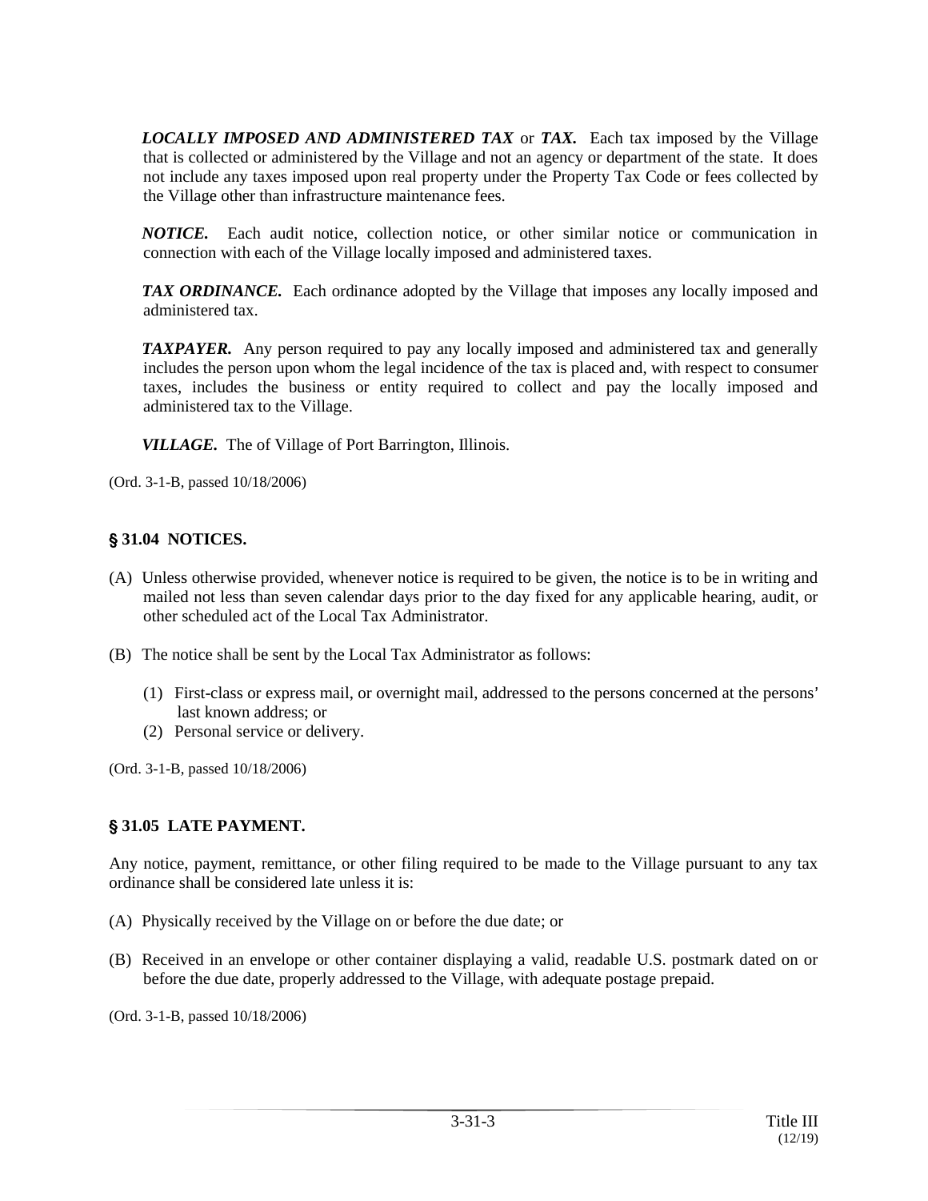***LOCALLY IMPOSED AND ADMINISTERED TAX*** or ***TAX.*** Each tax imposed by the Village that is collected or administered by the Village and not an agency or department of the state. It does not include any taxes imposed upon real property under the Property Tax Code or fees collected by the Village other than infrastructure maintenance fees.

***NOTICE.*** Each audit notice, collection notice, or other similar notice or communication in connection with each of the Village locally imposed and administered taxes.

***TAX ORDINANCE.*** Each ordinance adopted by the Village that imposes any locally imposed and administered tax.

***TAXPAYER.*** Any person required to pay any locally imposed and administered tax and generally includes the person upon whom the legal incidence of the tax is placed and, with respect to consumer taxes, includes the business or entity required to collect and pay the locally imposed and administered tax to the Village.

***VILLAGE.*** The of Village of Port Barrington, Illinois.

(Ord. 3-1-B, passed 10/18/2006)

## § 31.04 NOTICES.

(A) Unless otherwise provided, whenever notice is required to be given, the notice is to be in writing and mailed not less than seven calendar days prior to the day fixed for any applicable hearing, audit, or other scheduled act of the Local Tax Administrator.

(B) The notice shall be sent by the Local Tax Administrator as follows:

(1) First-class or express mail, or overnight mail, addressed to the persons concerned at the persons' last known address; or
(2) Personal service or delivery.

(Ord. 3-1-B, passed 10/18/2006)

## § 31.05 LATE PAYMENT.

Any notice, payment, remittance, or other filing required to be made to the Village pursuant to any tax ordinance shall be considered late unless it is:

(A) Physically received by the Village on or before the due date; or

(B) Received in an envelope or other container displaying a valid, readable U.S. postmark dated on or before the due date, properly addressed to the Village, with adequate postage prepaid.

(Ord. 3-1-B, passed 10/18/2006)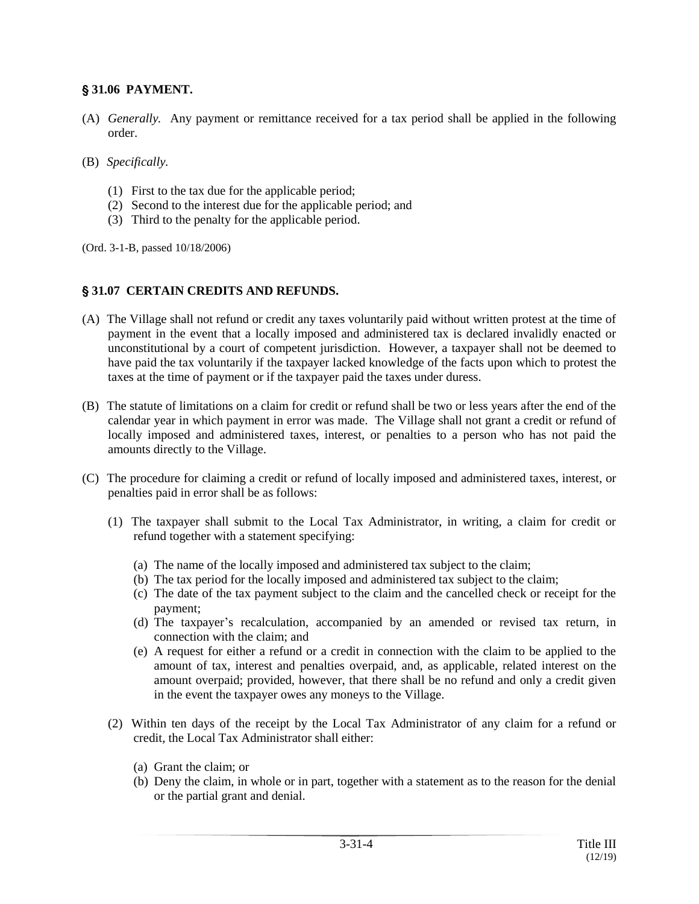### § 31.06 PAYMENT.

(A) *Generally.* Any payment or remittance received for a tax period shall be applied in the following order.

(B) *Specifically.*

(1) First to the tax due for the applicable period;
(2) Second to the interest due for the applicable period; and
(3) Third to the penalty for the applicable period.

(Ord. 3-1-B, passed 10/18/2006)

### § 31.07 CERTAIN CREDITS AND REFUNDS.

(A) The Village shall not refund or credit any taxes voluntarily paid without written protest at the time of payment in the event that a locally imposed and administered tax is declared invalidly enacted or unconstitutional by a court of competent jurisdiction. However, a taxpayer shall not be deemed to have paid the tax voluntarily if the taxpayer lacked knowledge of the facts upon which to protest the taxes at the time of payment or if the taxpayer paid the taxes under duress.

(B) The statute of limitations on a claim for credit or refund shall be two or less years after the end of the calendar year in which payment in error was made. The Village shall not grant a credit or refund of locally imposed and administered taxes, interest, or penalties to a person who has not paid the amounts directly to the Village.

(C) The procedure for claiming a credit or refund of locally imposed and administered taxes, interest, or penalties paid in error shall be as follows:

(1) The taxpayer shall submit to the Local Tax Administrator, in writing, a claim for credit or refund together with a statement specifying:

(a) The name of the locally imposed and administered tax subject to the claim;
(b) The tax period for the locally imposed and administered tax subject to the claim;
(c) The date of the tax payment subject to the claim and the cancelled check or receipt for the payment;
(d) The taxpayer's recalculation, accompanied by an amended or revised tax return, in connection with the claim; and
(e) A request for either a refund or a credit in connection with the claim to be applied to the amount of tax, interest and penalties overpaid, and, as applicable, related interest on the amount overpaid; provided, however, that there shall be no refund and only a credit given in the event the taxpayer owes any moneys to the Village.

(2) Within ten days of the receipt by the Local Tax Administrator of any claim for a refund or credit, the Local Tax Administrator shall either:

(a) Grant the claim; or
(b) Deny the claim, in whole or in part, together with a statement as to the reason for the denial or the partial grant and denial.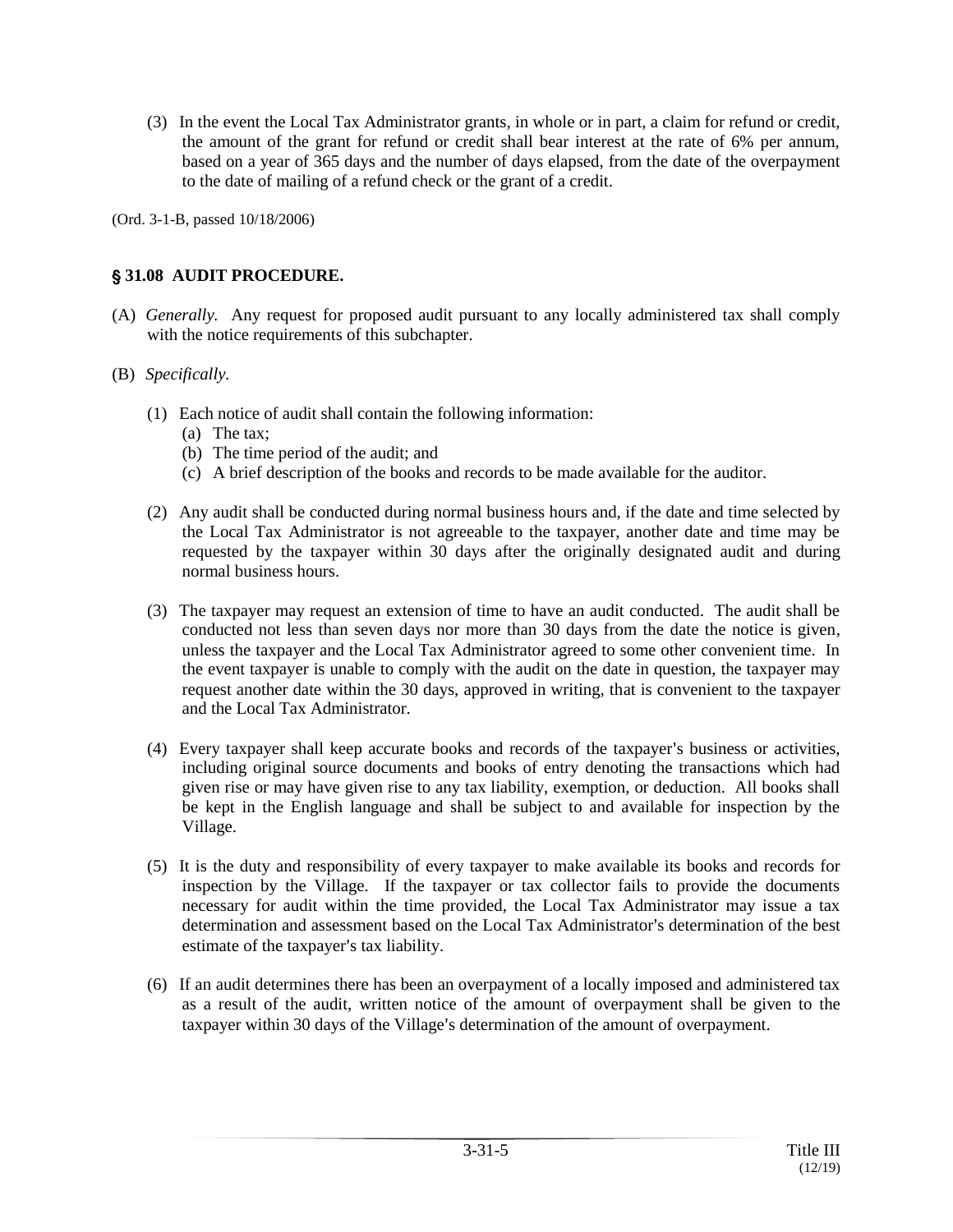(3) In the event the Local Tax Administrator grants, in whole or in part, a claim for refund or credit, the amount of the grant for refund or credit shall bear interest at the rate of 6% per annum, based on a year of 365 days and the number of days elapsed, from the date of the overpayment to the date of mailing of a refund check or the grant of a credit.

(Ord. 3-1-B, passed 10/18/2006)

### § 31.08 AUDIT PROCEDURE.

(A) *Generally.* Any request for proposed audit pursuant to any locally administered tax shall comply with the notice requirements of this subchapter.

(B) *Specifically.*

(1) Each notice of audit shall contain the following information:
   (a) The tax;
   (b) The time period of the audit; and
   (c) A brief description of the books and records to be made available for the auditor.

(2) Any audit shall be conducted during normal business hours and, if the date and time selected by the Local Tax Administrator is not agreeable to the taxpayer, another date and time may be requested by the taxpayer within 30 days after the originally designated audit and during normal business hours.

(3) The taxpayer may request an extension of time to have an audit conducted. The audit shall be conducted not less than seven days nor more than 30 days from the date the notice is given, unless the taxpayer and the Local Tax Administrator agreed to some other convenient time. In the event taxpayer is unable to comply with the audit on the date in question, the taxpayer may request another date within the 30 days, approved in writing, that is convenient to the taxpayer and the Local Tax Administrator.

(4) Every taxpayer shall keep accurate books and records of the taxpayer's business or activities, including original source documents and books of entry denoting the transactions which had given rise or may have given rise to any tax liability, exemption, or deduction. All books shall be kept in the English language and shall be subject to and available for inspection by the Village.

(5) It is the duty and responsibility of every taxpayer to make available its books and records for inspection by the Village. If the taxpayer or tax collector fails to provide the documents necessary for audit within the time provided, the Local Tax Administrator may issue a tax determination and assessment based on the Local Tax Administrator's determination of the best estimate of the taxpayer's tax liability.

(6) If an audit determines there has been an overpayment of a locally imposed and administered tax as a result of the audit, written notice of the amount of overpayment shall be given to the taxpayer within 30 days of the Village's determination of the amount of overpayment.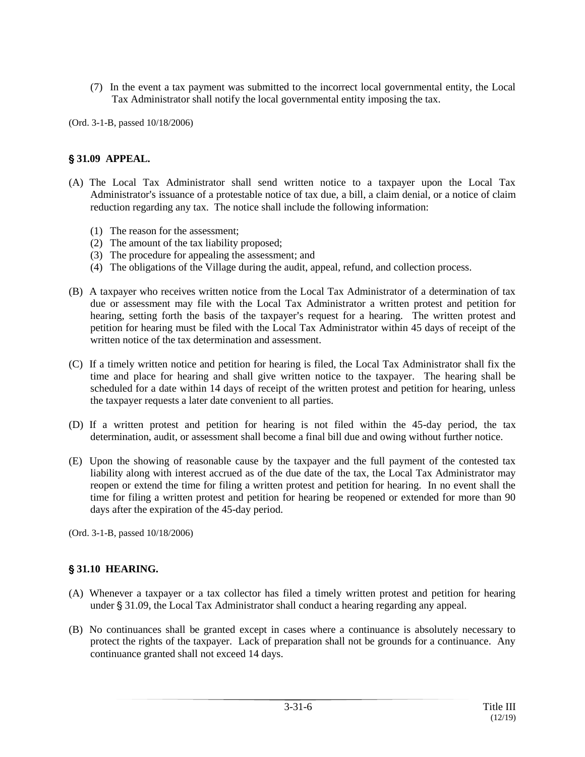(7) In the event a tax payment was submitted to the incorrect local governmental entity, the Local Tax Administrator shall notify the local governmental entity imposing the tax.

(Ord. 3-1-B, passed 10/18/2006)

## § 31.09 APPEAL.

(A) The Local Tax Administrator shall send written notice to a taxpayer upon the Local Tax Administrator's issuance of a protestable notice of tax due, a bill, a claim denial, or a notice of claim reduction regarding any tax. The notice shall include the following information:

(1) The reason for the assessment;
(2) The amount of the tax liability proposed;
(3) The procedure for appealing the assessment; and
(4) The obligations of the Village during the audit, appeal, refund, and collection process.

(B) A taxpayer who receives written notice from the Local Tax Administrator of a determination of tax due or assessment may file with the Local Tax Administrator a written protest and petition for hearing, setting forth the basis of the taxpayer's request for a hearing. The written protest and petition for hearing must be filed with the Local Tax Administrator within 45 days of receipt of the written notice of the tax determination and assessment.

(C) If a timely written notice and petition for hearing is filed, the Local Tax Administrator shall fix the time and place for hearing and shall give written notice to the taxpayer. The hearing shall be scheduled for a date within 14 days of receipt of the written protest and petition for hearing, unless the taxpayer requests a later date convenient to all parties.

(D) If a written protest and petition for hearing is not filed within the 45-day period, the tax determination, audit, or assessment shall become a final bill due and owing without further notice.

(E) Upon the showing of reasonable cause by the taxpayer and the full payment of the contested tax liability along with interest accrued as of the due date of the tax, the Local Tax Administrator may reopen or extend the time for filing a written protest and petition for hearing. In no event shall the time for filing a written protest and petition for hearing be reopened or extended for more than 90 days after the expiration of the 45-day period.

(Ord. 3-1-B, passed 10/18/2006)

## § 31.10 HEARING.

(A) Whenever a taxpayer or a tax collector has filed a timely written protest and petition for hearing under § 31.09, the Local Tax Administrator shall conduct a hearing regarding any appeal.

(B) No continuances shall be granted except in cases where a continuance is absolutely necessary to protect the rights of the taxpayer. Lack of preparation shall not be grounds for a continuance. Any continuance granted shall not exceed 14 days.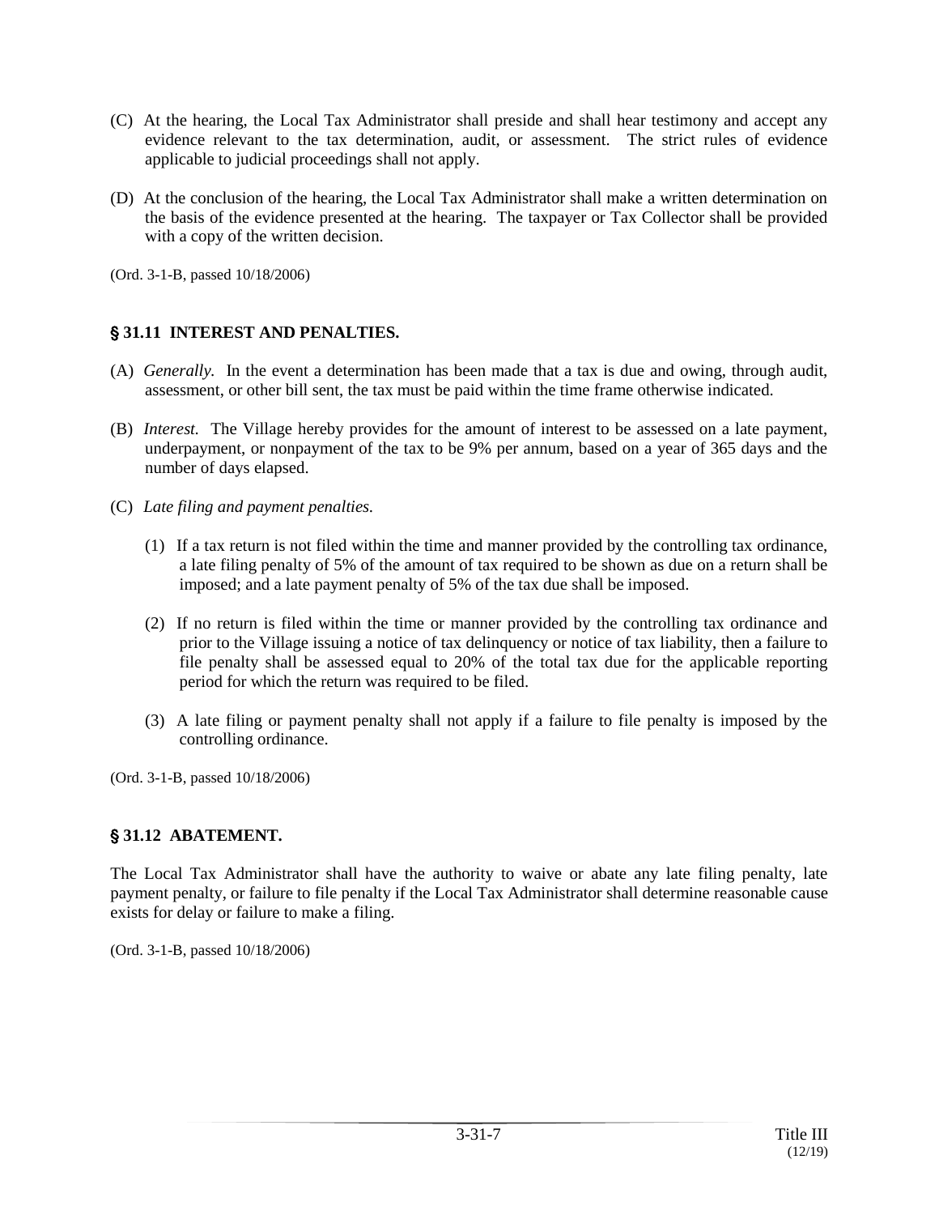(C) At the hearing, the Local Tax Administrator shall preside and shall hear testimony and accept any evidence relevant to the tax determination, audit, or assessment. The strict rules of evidence applicable to judicial proceedings shall not apply.

(D) At the conclusion of the hearing, the Local Tax Administrator shall make a written determination on the basis of the evidence presented at the hearing. The taxpayer or Tax Collector shall be provided with a copy of the written decision.

(Ord. 3-1-B, passed 10/18/2006)

## § 31.11 INTEREST AND PENALTIES.

(A) *Generally.* In the event a determination has been made that a tax is due and owing, through audit, assessment, or other bill sent, the tax must be paid within the time frame otherwise indicated.

(B) *Interest.* The Village hereby provides for the amount of interest to be assessed on a late payment, underpayment, or nonpayment of the tax to be 9% per annum, based on a year of 365 days and the number of days elapsed.

(C) *Late filing and payment penalties.*

(1) If a tax return is not filed within the time and manner provided by the controlling tax ordinance, a late filing penalty of 5% of the amount of tax required to be shown as due on a return shall be imposed; and a late payment penalty of 5% of the tax due shall be imposed.

(2) If no return is filed within the time or manner provided by the controlling tax ordinance and prior to the Village issuing a notice of tax delinquency or notice of tax liability, then a failure to file penalty shall be assessed equal to 20% of the total tax due for the applicable reporting period for which the return was required to be filed.

(3) A late filing or payment penalty shall not apply if a failure to file penalty is imposed by the controlling ordinance.

(Ord. 3-1-B, passed 10/18/2006)

## § 31.12 ABATEMENT.

The Local Tax Administrator shall have the authority to waive or abate any late filing penalty, late payment penalty, or failure to file penalty if the Local Tax Administrator shall determine reasonable cause exists for delay or failure to make a filing.

(Ord. 3-1-B, passed 10/18/2006)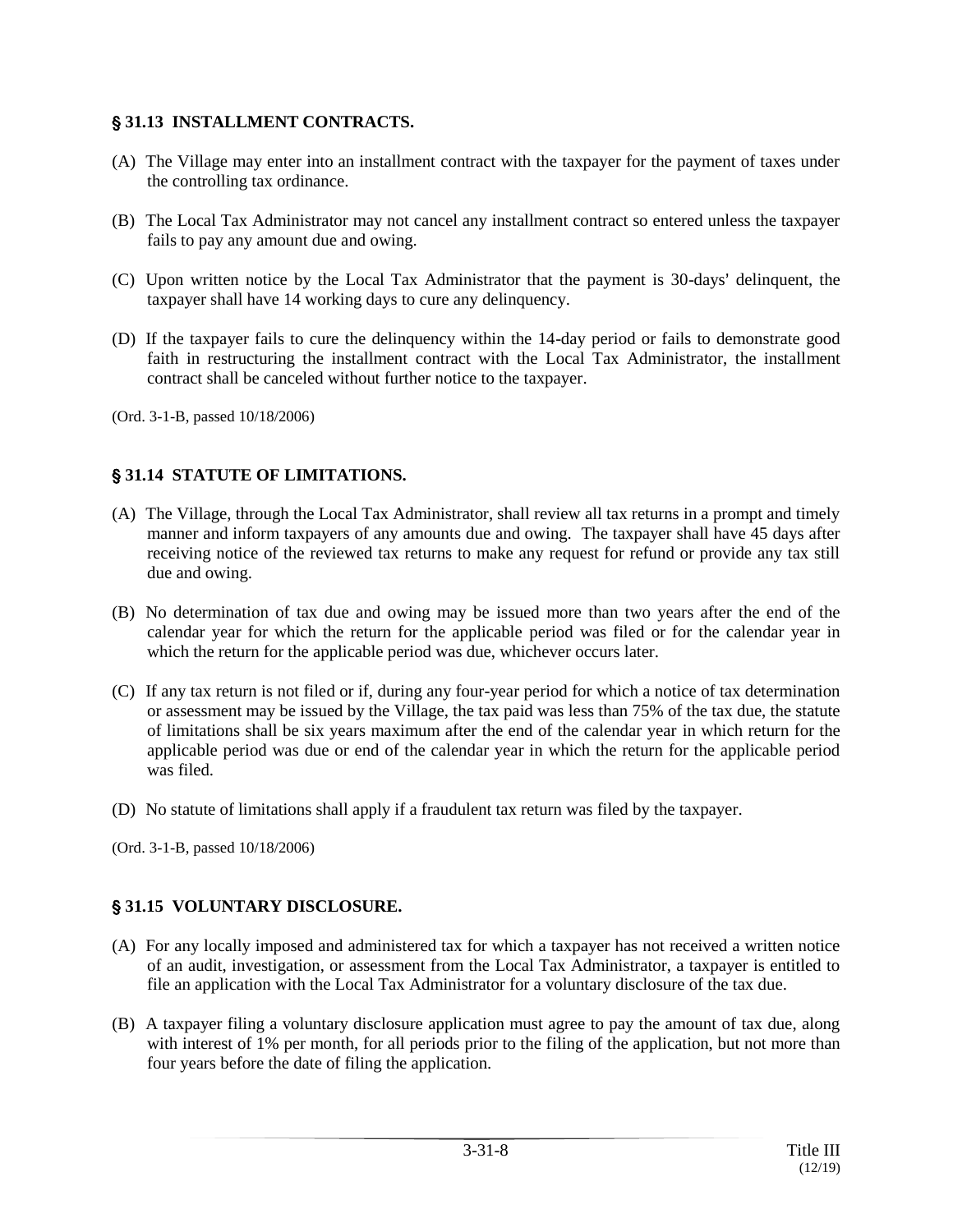### § 31.13 INSTALLMENT CONTRACTS.

(A) The Village may enter into an installment contract with the taxpayer for the payment of taxes under the controlling tax ordinance.

(B) The Local Tax Administrator may not cancel any installment contract so entered unless the taxpayer fails to pay any amount due and owing.

(C) Upon written notice by the Local Tax Administrator that the payment is 30-days' delinquent, the taxpayer shall have 14 working days to cure any delinquency.

(D) If the taxpayer fails to cure the delinquency within the 14-day period or fails to demonstrate good faith in restructuring the installment contract with the Local Tax Administrator, the installment contract shall be canceled without further notice to the taxpayer.

(Ord. 3-1-B, passed 10/18/2006)

### § 31.14 STATUTE OF LIMITATIONS.

(A) The Village, through the Local Tax Administrator, shall review all tax returns in a prompt and timely manner and inform taxpayers of any amounts due and owing. The taxpayer shall have 45 days after receiving notice of the reviewed tax returns to make any request for refund or provide any tax still due and owing.

(B) No determination of tax due and owing may be issued more than two years after the end of the calendar year for which the return for the applicable period was filed or for the calendar year in which the return for the applicable period was due, whichever occurs later.

(C) If any tax return is not filed or if, during any four-year period for which a notice of tax determination or assessment may be issued by the Village, the tax paid was less than 75% of the tax due, the statute of limitations shall be six years maximum after the end of the calendar year in which return for the applicable period was due or end of the calendar year in which the return for the applicable period was filed.

(D) No statute of limitations shall apply if a fraudulent tax return was filed by the taxpayer.

(Ord. 3-1-B, passed 10/18/2006)

### § 31.15 VOLUNTARY DISCLOSURE.

(A) For any locally imposed and administered tax for which a taxpayer has not received a written notice of an audit, investigation, or assessment from the Local Tax Administrator, a taxpayer is entitled to file an application with the Local Tax Administrator for a voluntary disclosure of the tax due.

(B) A taxpayer filing a voluntary disclosure application must agree to pay the amount of tax due, along with interest of 1% per month, for all periods prior to the filing of the application, but not more than four years before the date of filing the application.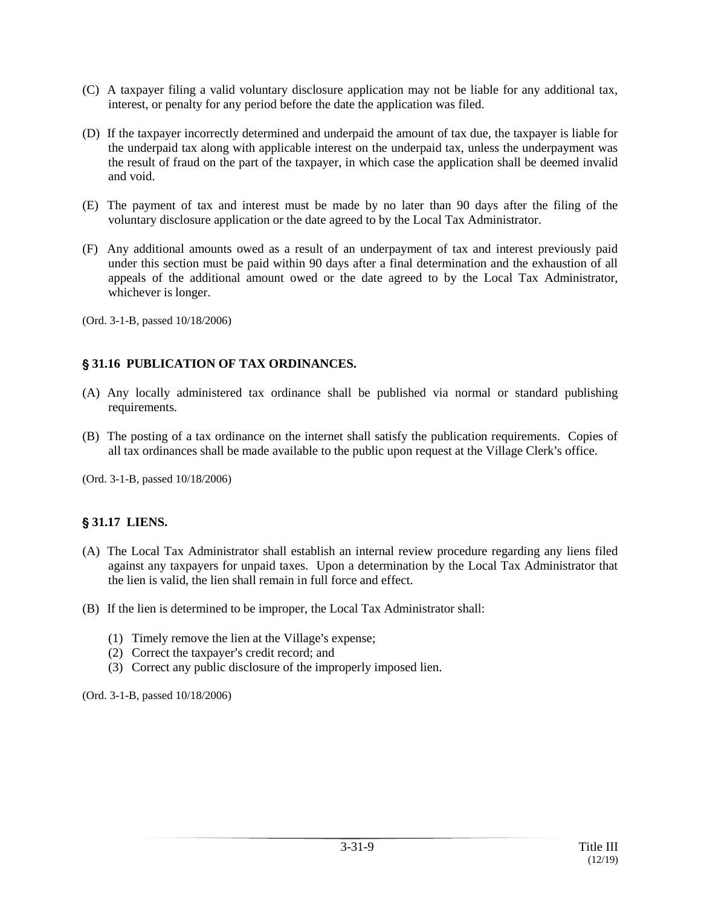(C) A taxpayer filing a valid voluntary disclosure application may not be liable for any additional tax, interest, or penalty for any period before the date the application was filed.

(D) If the taxpayer incorrectly determined and underpaid the amount of tax due, the taxpayer is liable for the underpaid tax along with applicable interest on the underpaid tax, unless the underpayment was the result of fraud on the part of the taxpayer, in which case the application shall be deemed invalid and void.

(E) The payment of tax and interest must be made by no later than 90 days after the filing of the voluntary disclosure application or the date agreed to by the Local Tax Administrator.

(F) Any additional amounts owed as a result of an underpayment of tax and interest previously paid under this section must be paid within 90 days after a final determination and the exhaustion of all appeals of the additional amount owed or the date agreed to by the Local Tax Administrator, whichever is longer.

(Ord. 3-1-B, passed 10/18/2006)

## § 31.16 PUBLICATION OF TAX ORDINANCES.

(A) Any locally administered tax ordinance shall be published via normal or standard publishing requirements.

(B) The posting of a tax ordinance on the internet shall satisfy the publication requirements. Copies of all tax ordinances shall be made available to the public upon request at the Village Clerk's office.

(Ord. 3-1-B, passed 10/18/2006)

## § 31.17 LIENS.

(A) The Local Tax Administrator shall establish an internal review procedure regarding any liens filed against any taxpayers for unpaid taxes. Upon a determination by the Local Tax Administrator that the lien is valid, the lien shall remain in full force and effect.

(B) If the lien is determined to be improper, the Local Tax Administrator shall:

(1) Timely remove the lien at the Village's expense;
(2) Correct the taxpayer's credit record; and
(3) Correct any public disclosure of the improperly imposed lien.

(Ord. 3-1-B, passed 10/18/2006)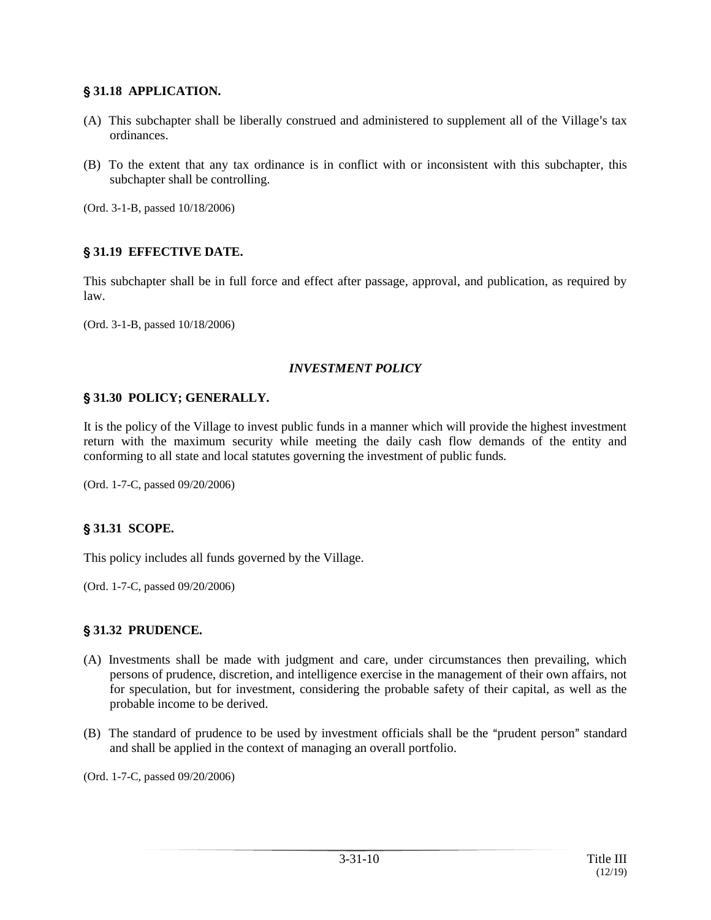### § 31.18 APPLICATION.

(A) This subchapter shall be liberally construed and administered to supplement all of the Village's tax ordinances.

(B) To the extent that any tax ordinance is in conflict with or inconsistent with this subchapter, this subchapter shall be controlling.

(Ord. 3-1-B, passed 10/18/2006)

### § 31.19 EFFECTIVE DATE.

This subchapter shall be in full force and effect after passage, approval, and publication, as required by law.

(Ord. 3-1-B, passed 10/18/2006)

## *INVESTMENT POLICY*

### § 31.30 POLICY; GENERALLY.

It is the policy of the Village to invest public funds in a manner which will provide the highest investment return with the maximum security while meeting the daily cash flow demands of the entity and conforming to all state and local statutes governing the investment of public funds.

(Ord. 1-7-C, passed 09/20/2006)

### § 31.31 SCOPE.

This policy includes all funds governed by the Village.

(Ord. 1-7-C, passed 09/20/2006)

### § 31.32 PRUDENCE.

(A) Investments shall be made with judgment and care, under circumstances then prevailing, which persons of prudence, discretion, and intelligence exercise in the management of their own affairs, not for speculation, but for investment, considering the probable safety of their capital, as well as the probable income to be derived.

(B) The standard of prudence to be used by investment officials shall be the "prudent person" standard and shall be applied in the context of managing an overall portfolio.

(Ord. 1-7-C, passed 09/20/2006)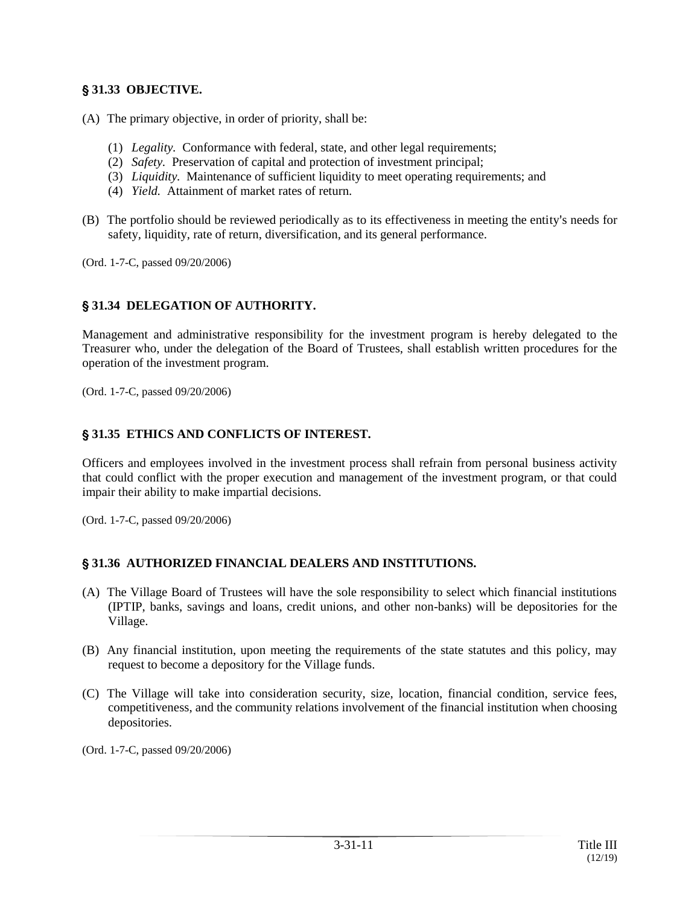## § 31.33 OBJECTIVE.

(A) The primary objective, in order of priority, shall be:

(1) *Legality.* Conformance with federal, state, and other legal requirements;
(2) *Safety.* Preservation of capital and protection of investment principal;
(3) *Liquidity.* Maintenance of sufficient liquidity to meet operating requirements; and
(4) *Yield.* Attainment of market rates of return.

(B) The portfolio should be reviewed periodically as to its effectiveness in meeting the entity's needs for safety, liquidity, rate of return, diversification, and its general performance.

(Ord. 1-7-C, passed 09/20/2006)

## § 31.34 DELEGATION OF AUTHORITY.

Management and administrative responsibility for the investment program is hereby delegated to the Treasurer who, under the delegation of the Board of Trustees, shall establish written procedures for the operation of the investment program.

(Ord. 1-7-C, passed 09/20/2006)

## § 31.35 ETHICS AND CONFLICTS OF INTEREST.

Officers and employees involved in the investment process shall refrain from personal business activity that could conflict with the proper execution and management of the investment program, or that could impair their ability to make impartial decisions.

(Ord. 1-7-C, passed 09/20/2006)

## § 31.36 AUTHORIZED FINANCIAL DEALERS AND INSTITUTIONS.

(A) The Village Board of Trustees will have the sole responsibility to select which financial institutions (IPTIP, banks, savings and loans, credit unions, and other non-banks) will be depositories for the Village.

(B) Any financial institution, upon meeting the requirements of the state statutes and this policy, may request to become a depository for the Village funds.

(C) The Village will take into consideration security, size, location, financial condition, service fees, competitiveness, and the community relations involvement of the financial institution when choosing depositories.

(Ord. 1-7-C, passed 09/20/2006)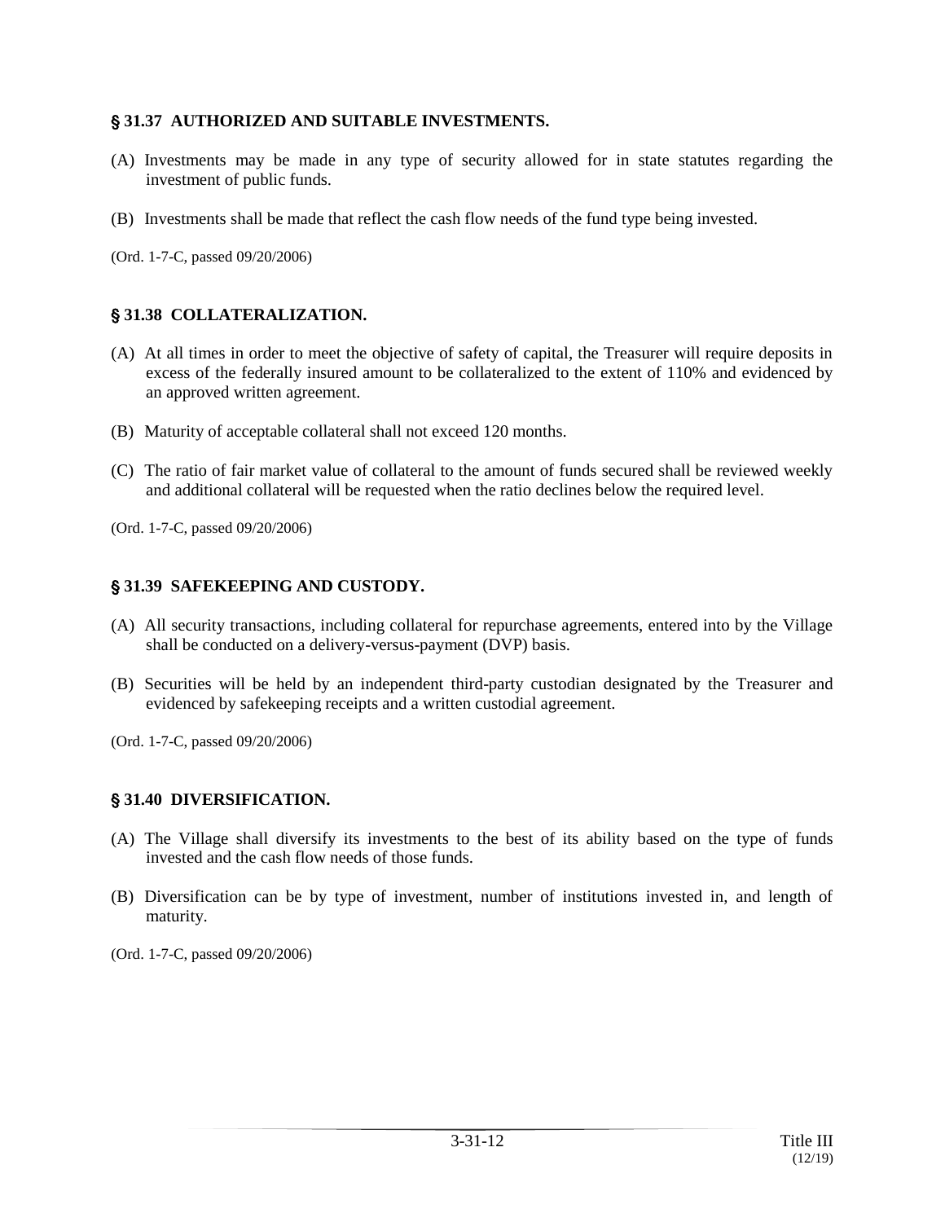### § 31.37 AUTHORIZED AND SUITABLE INVESTMENTS.

(A) Investments may be made in any type of security allowed for in state statutes regarding the investment of public funds.

(B) Investments shall be made that reflect the cash flow needs of the fund type being invested.

(Ord. 1-7-C, passed 09/20/2006)

### § 31.38 COLLATERALIZATION.

(A) At all times in order to meet the objective of safety of capital, the Treasurer will require deposits in excess of the federally insured amount to be collateralized to the extent of 110% and evidenced by an approved written agreement.

(B) Maturity of acceptable collateral shall not exceed 120 months.

(C) The ratio of fair market value of collateral to the amount of funds secured shall be reviewed weekly and additional collateral will be requested when the ratio declines below the required level.

(Ord. 1-7-C, passed 09/20/2006)

### § 31.39 SAFEKEEPING AND CUSTODY.

(A) All security transactions, including collateral for repurchase agreements, entered into by the Village shall be conducted on a delivery-versus-payment (DVP) basis.

(B) Securities will be held by an independent third-party custodian designated by the Treasurer and evidenced by safekeeping receipts and a written custodial agreement.

(Ord. 1-7-C, passed 09/20/2006)

### § 31.40 DIVERSIFICATION.

(A) The Village shall diversify its investments to the best of its ability based on the type of funds invested and the cash flow needs of those funds.

(B) Diversification can be by type of investment, number of institutions invested in, and length of maturity.

(Ord. 1-7-C, passed 09/20/2006)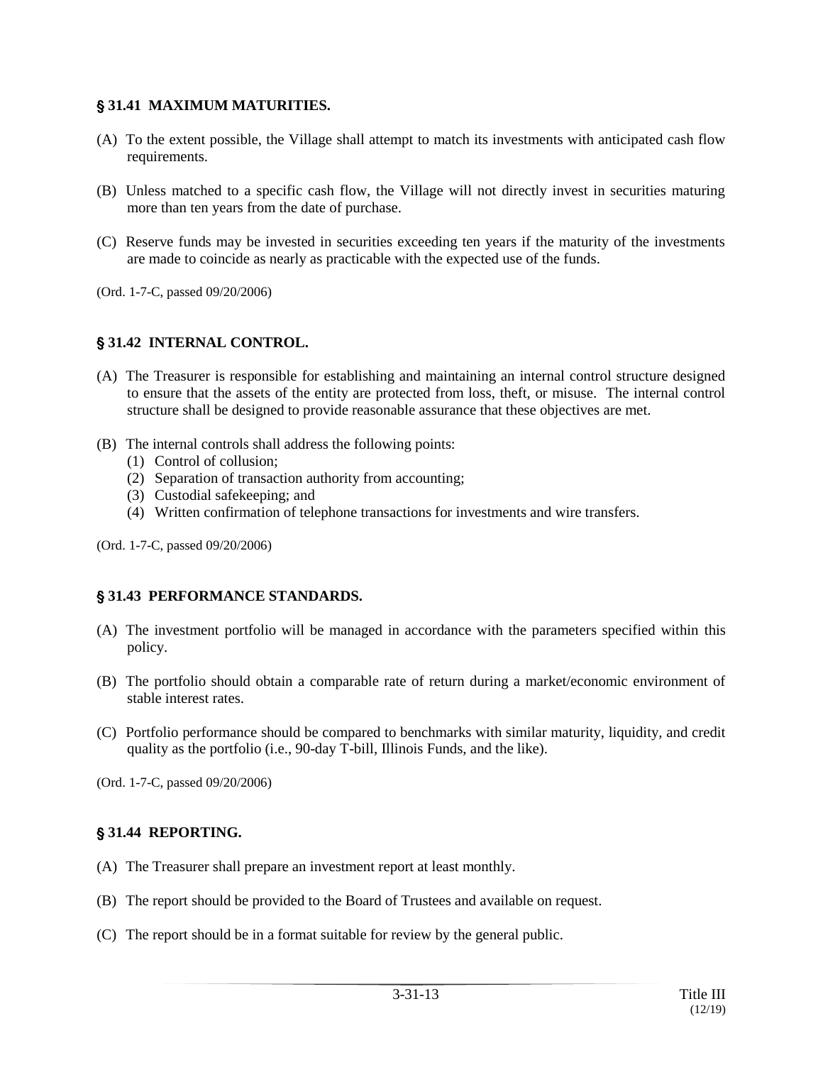## § 31.41 MAXIMUM MATURITIES.

(A) To the extent possible, the Village shall attempt to match its investments with anticipated cash flow requirements.

(B) Unless matched to a specific cash flow, the Village will not directly invest in securities maturing more than ten years from the date of purchase.

(C) Reserve funds may be invested in securities exceeding ten years if the maturity of the investments are made to coincide as nearly as practicable with the expected use of the funds.

(Ord. 1-7-C, passed 09/20/2006)

## § 31.42 INTERNAL CONTROL.

(A) The Treasurer is responsible for establishing and maintaining an internal control structure designed to ensure that the assets of the entity are protected from loss, theft, or misuse. The internal control structure shall be designed to provide reasonable assurance that these objectives are met.

(B) The internal controls shall address the following points:
   (1) Control of collusion;
   (2) Separation of transaction authority from accounting;
   (3) Custodial safekeeping; and
   (4) Written confirmation of telephone transactions for investments and wire transfers.

(Ord. 1-7-C, passed 09/20/2006)

## § 31.43 PERFORMANCE STANDARDS.

(A) The investment portfolio will be managed in accordance with the parameters specified within this policy.

(B) The portfolio should obtain a comparable rate of return during a market/economic environment of stable interest rates.

(C) Portfolio performance should be compared to benchmarks with similar maturity, liquidity, and credit quality as the portfolio (i.e., 90-day T-bill, Illinois Funds, and the like).

(Ord. 1-7-C, passed 09/20/2006)

## § 31.44 REPORTING.

(A) The Treasurer shall prepare an investment report at least monthly.

(B) The report should be provided to the Board of Trustees and available on request.

(C) The report should be in a format suitable for review by the general public.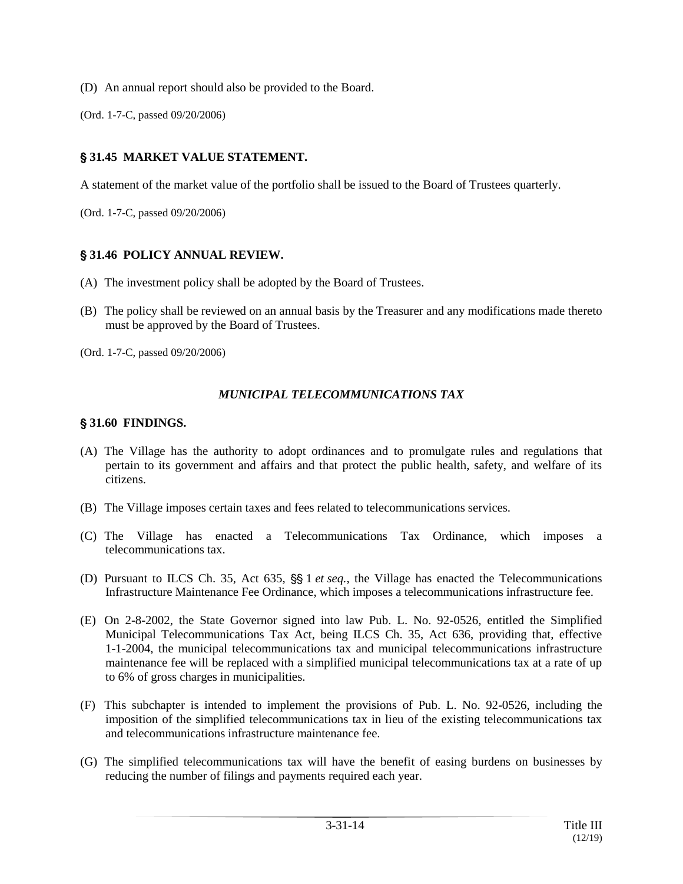(D) An annual report should also be provided to the Board.

(Ord. 1-7-C, passed 09/20/2006)

## § 31.45 MARKET VALUE STATEMENT.

A statement of the market value of the portfolio shall be issued to the Board of Trustees quarterly.

(Ord. 1-7-C, passed 09/20/2006)

## § 31.46 POLICY ANNUAL REVIEW.

(A) The investment policy shall be adopted by the Board of Trustees.

(B) The policy shall be reviewed on an annual basis by the Treasurer and any modifications made thereto must be approved by the Board of Trustees.

(Ord. 1-7-C, passed 09/20/2006)

### *MUNICIPAL TELECOMMUNICATIONS TAX*

## § 31.60 FINDINGS.

(A) The Village has the authority to adopt ordinances and to promulgate rules and regulations that pertain to its government and affairs and that protect the public health, safety, and welfare of its citizens.

(B) The Village imposes certain taxes and fees related to telecommunications services.

(C) The Village has enacted a Telecommunications Tax Ordinance, which imposes a telecommunications tax.

(D) Pursuant to ILCS Ch. 35, Act 635, §§ 1 *et seq.*, the Village has enacted the Telecommunications Infrastructure Maintenance Fee Ordinance, which imposes a telecommunications infrastructure fee.

(E) On 2-8-2002, the State Governor signed into law Pub. L. No. 92-0526, entitled the Simplified Municipal Telecommunications Tax Act, being ILCS Ch. 35, Act 636, providing that, effective 1-1-2004, the municipal telecommunications tax and municipal telecommunications infrastructure maintenance fee will be replaced with a simplified municipal telecommunications tax at a rate of up to 6% of gross charges in municipalities.

(F) This subchapter is intended to implement the provisions of Pub. L. No. 92-0526, including the imposition of the simplified telecommunications tax in lieu of the existing telecommunications tax and telecommunications infrastructure maintenance fee.

(G) The simplified telecommunications tax will have the benefit of easing burdens on businesses by reducing the number of filings and payments required each year.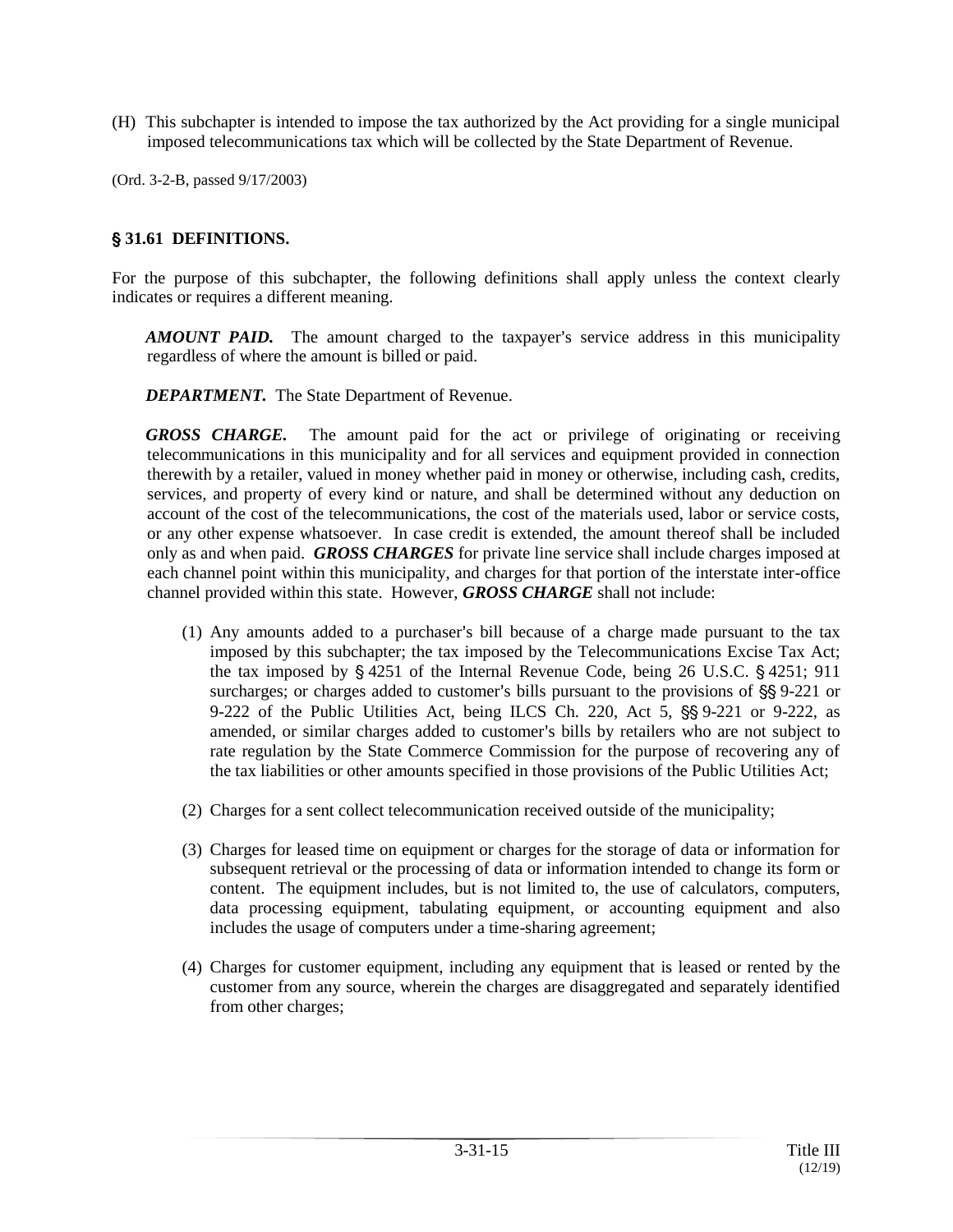(H) This subchapter is intended to impose the tax authorized by the Act providing for a single municipal imposed telecommunications tax which will be collected by the State Department of Revenue.

(Ord. 3-2-B, passed 9/17/2003)

## § 31.61 DEFINITIONS.

For the purpose of this subchapter, the following definitions shall apply unless the context clearly indicates or requires a different meaning.

***AMOUNT PAID.*** The amount charged to the taxpayer's service address in this municipality regardless of where the amount is billed or paid.

***DEPARTMENT.*** The State Department of Revenue.

***GROSS CHARGE.*** The amount paid for the act or privilege of originating or receiving telecommunications in this municipality and for all services and equipment provided in connection therewith by a retailer, valued in money whether paid in money or otherwise, including cash, credits, services, and property of every kind or nature, and shall be determined without any deduction on account of the cost of the telecommunications, the cost of the materials used, labor or service costs, or any other expense whatsoever. In case credit is extended, the amount thereof shall be included only as and when paid. ***GROSS CHARGES*** for private line service shall include charges imposed at each channel point within this municipality, and charges for that portion of the interstate inter-office channel provided within this state. However, ***GROSS CHARGE*** shall not include:

(1) Any amounts added to a purchaser's bill because of a charge made pursuant to the tax imposed by this subchapter; the tax imposed by the Telecommunications Excise Tax Act; the tax imposed by § 4251 of the Internal Revenue Code, being 26 U.S.C. § 4251; 911 surcharges; or charges added to customer's bills pursuant to the provisions of §§ 9-221 or 9-222 of the Public Utilities Act, being ILCS Ch. 220, Act 5, §§ 9-221 or 9-222, as amended, or similar charges added to customer's bills by retailers who are not subject to rate regulation by the State Commerce Commission for the purpose of recovering any of the tax liabilities or other amounts specified in those provisions of the Public Utilities Act;

(2) Charges for a sent collect telecommunication received outside of the municipality;

(3) Charges for leased time on equipment or charges for the storage of data or information for subsequent retrieval or the processing of data or information intended to change its form or content. The equipment includes, but is not limited to, the use of calculators, computers, data processing equipment, tabulating equipment, or accounting equipment and also includes the usage of computers under a time-sharing agreement;

(4) Charges for customer equipment, including any equipment that is leased or rented by the customer from any source, wherein the charges are disaggregated and separately identified from other charges;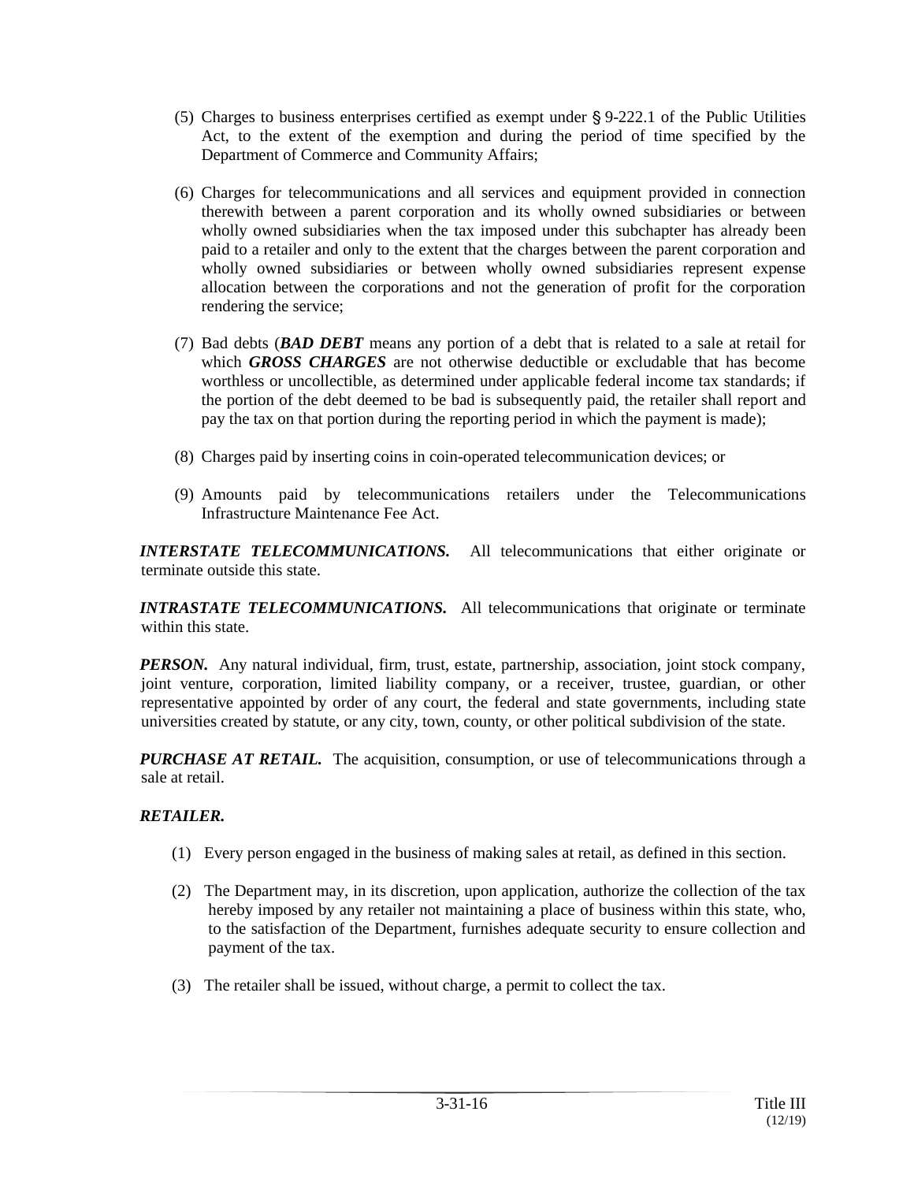(5) Charges to business enterprises certified as exempt under § 9-222.1 of the Public Utilities Act, to the extent of the exemption and during the period of time specified by the Department of Commerce and Community Affairs;

(6) Charges for telecommunications and all services and equipment provided in connection therewith between a parent corporation and its wholly owned subsidiaries or between wholly owned subsidiaries when the tax imposed under this subchapter has already been paid to a retailer and only to the extent that the charges between the parent corporation and wholly owned subsidiaries or between wholly owned subsidiaries represent expense allocation between the corporations and not the generation of profit for the corporation rendering the service;

(7) Bad debts (***BAD DEBT*** means any portion of a debt that is related to a sale at retail for which ***GROSS CHARGES*** are not otherwise deductible or excludable that has become worthless or uncollectible, as determined under applicable federal income tax standards; if the portion of the debt deemed to be bad is subsequently paid, the retailer shall report and pay the tax on that portion during the reporting period in which the payment is made);

(8) Charges paid by inserting coins in coin-operated telecommunication devices; or

(9) Amounts paid by telecommunications retailers under the Telecommunications Infrastructure Maintenance Fee Act.

***INTERSTATE TELECOMMUNICATIONS.*** All telecommunications that either originate or terminate outside this state.

***INTRASTATE TELECOMMUNICATIONS.*** All telecommunications that originate or terminate within this state.

***PERSON.*** Any natural individual, firm, trust, estate, partnership, association, joint stock company, joint venture, corporation, limited liability company, or a receiver, trustee, guardian, or other representative appointed by order of any court, the federal and state governments, including state universities created by statute, or any city, town, county, or other political subdivision of the state.

***PURCHASE AT RETAIL.*** The acquisition, consumption, or use of telecommunications through a sale at retail.

***RETAILER.***

(1) Every person engaged in the business of making sales at retail, as defined in this section.

(2) The Department may, in its discretion, upon application, authorize the collection of the tax hereby imposed by any retailer not maintaining a place of business within this state, who, to the satisfaction of the Department, furnishes adequate security to ensure collection and payment of the tax.

(3) The retailer shall be issued, without charge, a permit to collect the tax.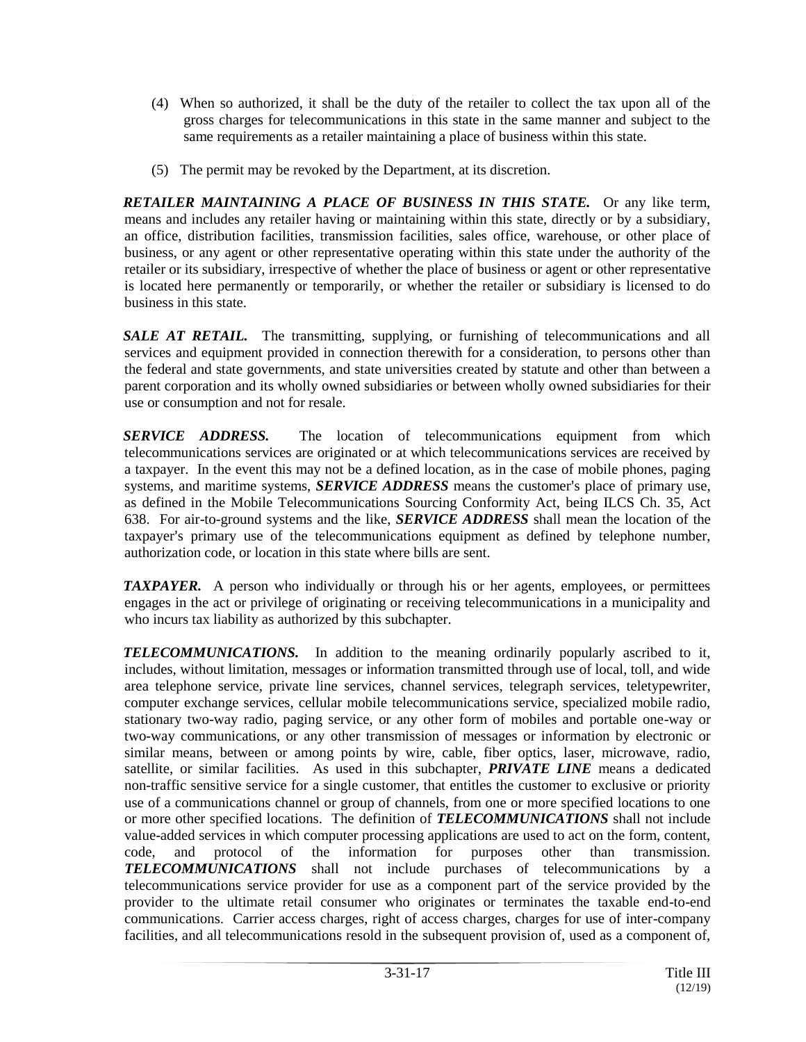(4) When so authorized, it shall be the duty of the retailer to collect the tax upon all of the gross charges for telecommunications in this state in the same manner and subject to the same requirements as a retailer maintaining a place of business within this state.

(5) The permit may be revoked by the Department, at its discretion.

***RETAILER MAINTAINING A PLACE OF BUSINESS IN THIS STATE.*** Or any like term, means and includes any retailer having or maintaining within this state, directly or by a subsidiary, an office, distribution facilities, transmission facilities, sales office, warehouse, or other place of business, or any agent or other representative operating within this state under the authority of the retailer or its subsidiary, irrespective of whether the place of business or agent or other representative is located here permanently or temporarily, or whether the retailer or subsidiary is licensed to do business in this state.

***SALE AT RETAIL.*** The transmitting, supplying, or furnishing of telecommunications and all services and equipment provided in connection therewith for a consideration, to persons other than the federal and state governments, and state universities created by statute and other than between a parent corporation and its wholly owned subsidiaries or between wholly owned subsidiaries for their use or consumption and not for resale.

***SERVICE ADDRESS.*** The location of telecommunications equipment from which telecommunications services are originated or at which telecommunications services are received by a taxpayer. In the event this may not be a defined location, as in the case of mobile phones, paging systems, and maritime systems, ***SERVICE ADDRESS*** means the customer's place of primary use, as defined in the Mobile Telecommunications Sourcing Conformity Act, being ILCS Ch. 35, Act 638. For air-to-ground systems and the like, ***SERVICE ADDRESS*** shall mean the location of the taxpayer's primary use of the telecommunications equipment as defined by telephone number, authorization code, or location in this state where bills are sent.

***TAXPAYER.*** A person who individually or through his or her agents, employees, or permittees engages in the act or privilege of originating or receiving telecommunications in a municipality and who incurs tax liability as authorized by this subchapter.

***TELECOMMUNICATIONS.*** In addition to the meaning ordinarily popularly ascribed to it, includes, without limitation, messages or information transmitted through use of local, toll, and wide area telephone service, private line services, channel services, telegraph services, teletypewriter, computer exchange services, cellular mobile telecommunications service, specialized mobile radio, stationary two-way radio, paging service, or any other form of mobiles and portable one-way or two-way communications, or any other transmission of messages or information by electronic or similar means, between or among points by wire, cable, fiber optics, laser, microwave, radio, satellite, or similar facilities. As used in this subchapter, ***PRIVATE LINE*** means a dedicated non-traffic sensitive service for a single customer, that entitles the customer to exclusive or priority use of a communications channel or group of channels, from one or more specified locations to one or more other specified locations. The definition of ***TELECOMMUNICATIONS*** shall not include value-added services in which computer processing applications are used to act on the form, content, code, and protocol of the information for purposes other than transmission. ***TELECOMMUNICATIONS*** shall not include purchases of telecommunications by a telecommunications service provider for use as a component part of the service provided by the provider to the ultimate retail consumer who originates or terminates the taxable end-to-end communications. Carrier access charges, right of access charges, charges for use of inter-company facilities, and all telecommunications resold in the subsequent provision of, used as a component of,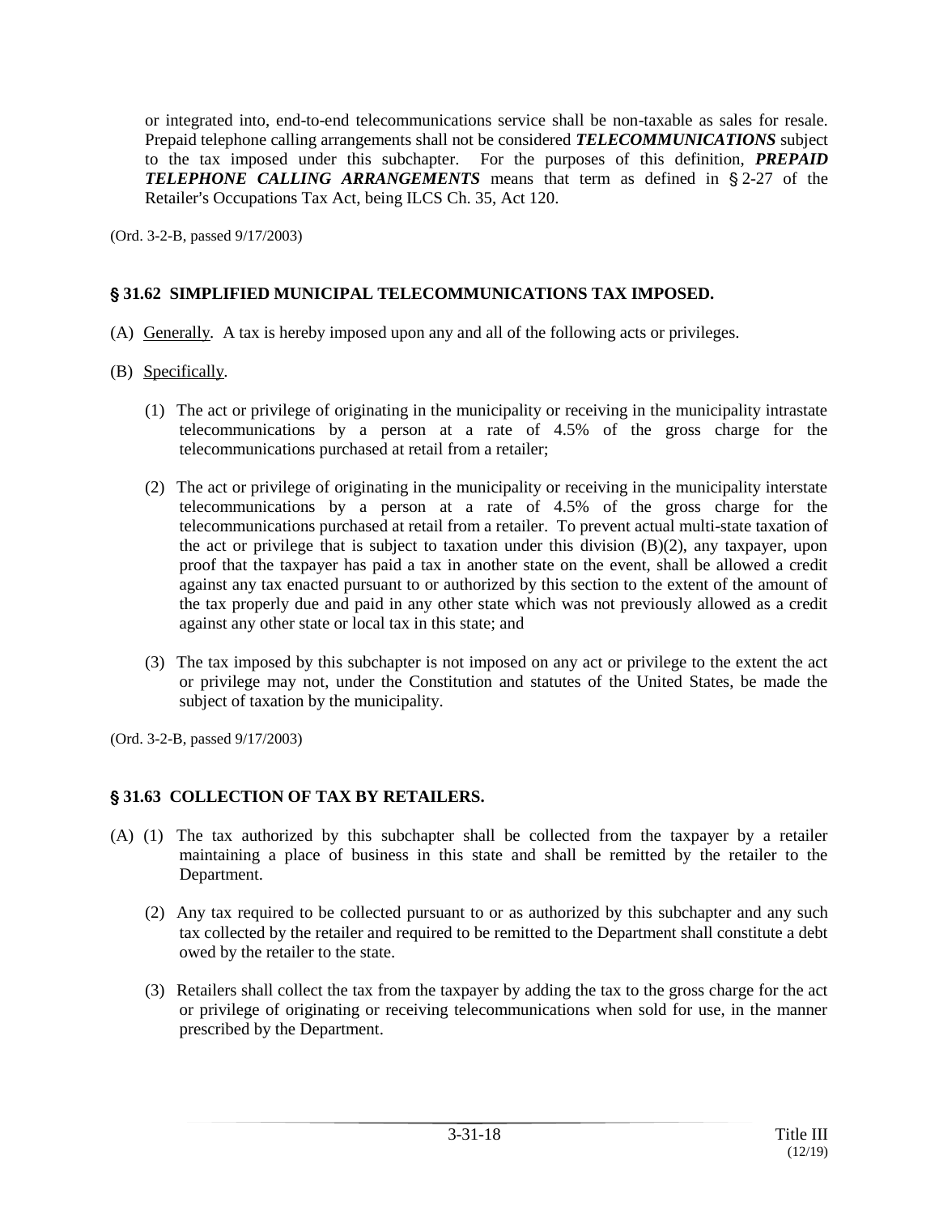or integrated into, end-to-end telecommunications service shall be non-taxable as sales for resale. Prepaid telephone calling arrangements shall not be considered ***TELECOMMUNICATIONS*** subject to the tax imposed under this subchapter. For the purposes of this definition, ***PREPAID TELEPHONE CALLING ARRANGEMENTS*** means that term as defined in § 2-27 of the Retailer's Occupations Tax Act, being ILCS Ch. 35, Act 120.

(Ord. 3-2-B, passed 9/17/2003)

## § 31.62 SIMPLIFIED MUNICIPAL TELECOMMUNICATIONS TAX IMPOSED.

(A) Generally. A tax is hereby imposed upon any and all of the following acts or privileges.

(B) Specifically.

(1) The act or privilege of originating in the municipality or receiving in the municipality intrastate telecommunications by a person at a rate of 4.5% of the gross charge for the telecommunications purchased at retail from a retailer;

(2) The act or privilege of originating in the municipality or receiving in the municipality interstate telecommunications by a person at a rate of 4.5% of the gross charge for the telecommunications purchased at retail from a retailer. To prevent actual multi-state taxation of the act or privilege that is subject to taxation under this division (B)(2), any taxpayer, upon proof that the taxpayer has paid a tax in another state on the event, shall be allowed a credit against any tax enacted pursuant to or authorized by this section to the extent of the amount of the tax properly due and paid in any other state which was not previously allowed as a credit against any other state or local tax in this state; and

(3) The tax imposed by this subchapter is not imposed on any act or privilege to the extent the act or privilege may not, under the Constitution and statutes of the United States, be made the subject of taxation by the municipality.

(Ord. 3-2-B, passed 9/17/2003)

## § 31.63 COLLECTION OF TAX BY RETAILERS.

(A) (1) The tax authorized by this subchapter shall be collected from the taxpayer by a retailer maintaining a place of business in this state and shall be remitted by the retailer to the Department.

(2) Any tax required to be collected pursuant to or as authorized by this subchapter and any such tax collected by the retailer and required to be remitted to the Department shall constitute a debt owed by the retailer to the state.

(3) Retailers shall collect the tax from the taxpayer by adding the tax to the gross charge for the act or privilege of originating or receiving telecommunications when sold for use, in the manner prescribed by the Department.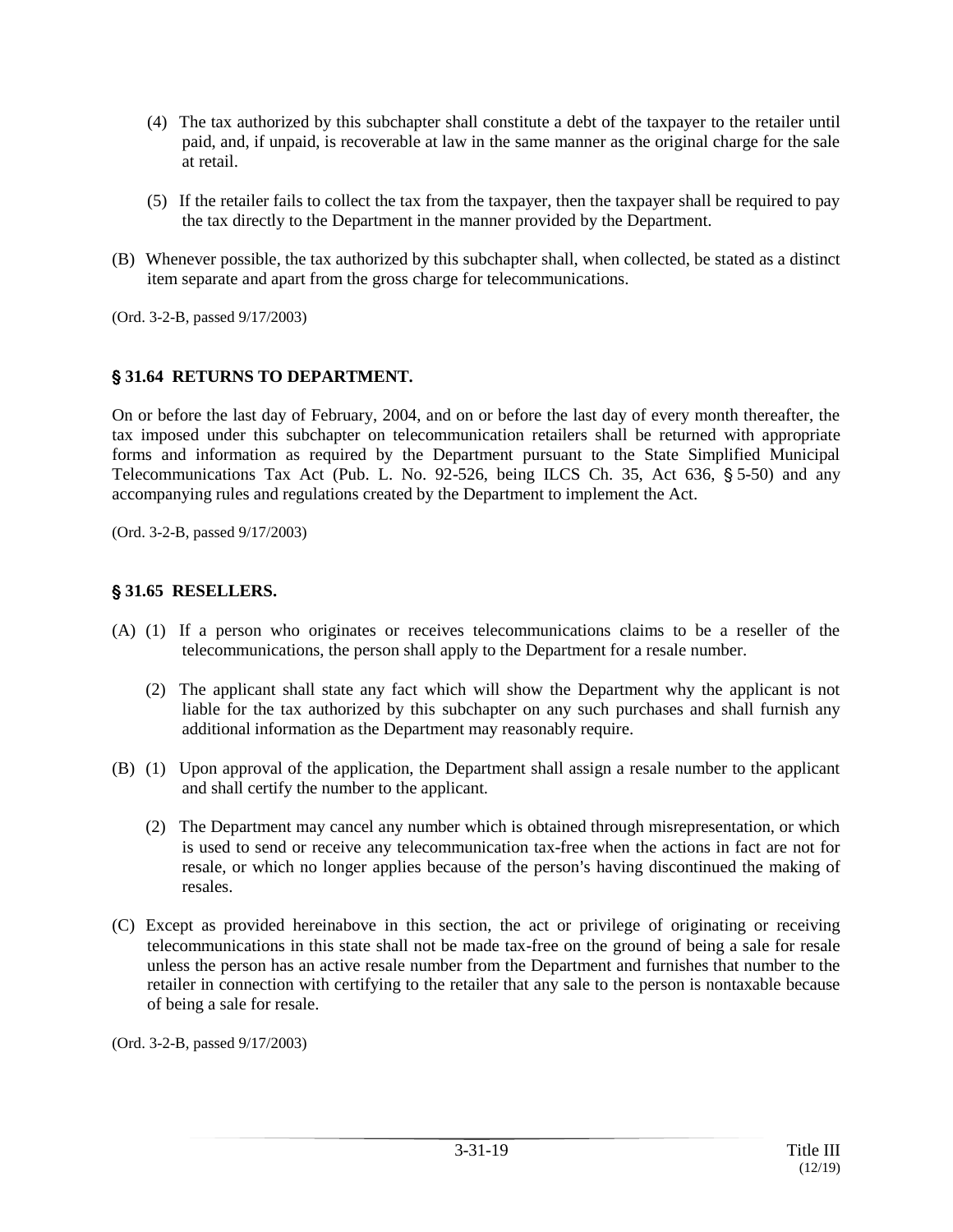(4) The tax authorized by this subchapter shall constitute a debt of the taxpayer to the retailer until paid, and, if unpaid, is recoverable at law in the same manner as the original charge for the sale at retail.

(5) If the retailer fails to collect the tax from the taxpayer, then the taxpayer shall be required to pay the tax directly to the Department in the manner provided by the Department.

(B) Whenever possible, the tax authorized by this subchapter shall, when collected, be stated as a distinct item separate and apart from the gross charge for telecommunications.

(Ord. 3-2-B, passed 9/17/2003)

### § 31.64 RETURNS TO DEPARTMENT.

On or before the last day of February, 2004, and on or before the last day of every month thereafter, the tax imposed under this subchapter on telecommunication retailers shall be returned with appropriate forms and information as required by the Department pursuant to the State Simplified Municipal Telecommunications Tax Act (Pub. L. No. 92-526, being ILCS Ch. 35, Act 636, § 5-50) and any accompanying rules and regulations created by the Department to implement the Act.

(Ord. 3-2-B, passed 9/17/2003)

### § 31.65 RESELLERS.

(A) (1) If a person who originates or receives telecommunications claims to be a reseller of the telecommunications, the person shall apply to the Department for a resale number.

(2) The applicant shall state any fact which will show the Department why the applicant is not liable for the tax authorized by this subchapter on any such purchases and shall furnish any additional information as the Department may reasonably require.

(B) (1) Upon approval of the application, the Department shall assign a resale number to the applicant and shall certify the number to the applicant.

(2) The Department may cancel any number which is obtained through misrepresentation, or which is used to send or receive any telecommunication tax-free when the actions in fact are not for resale, or which no longer applies because of the person's having discontinued the making of resales.

(C) Except as provided hereinabove in this section, the act or privilege of originating or receiving telecommunications in this state shall not be made tax-free on the ground of being a sale for resale unless the person has an active resale number from the Department and furnishes that number to the retailer in connection with certifying to the retailer that any sale to the person is nontaxable because of being a sale for resale.

(Ord. 3-2-B, passed 9/17/2003)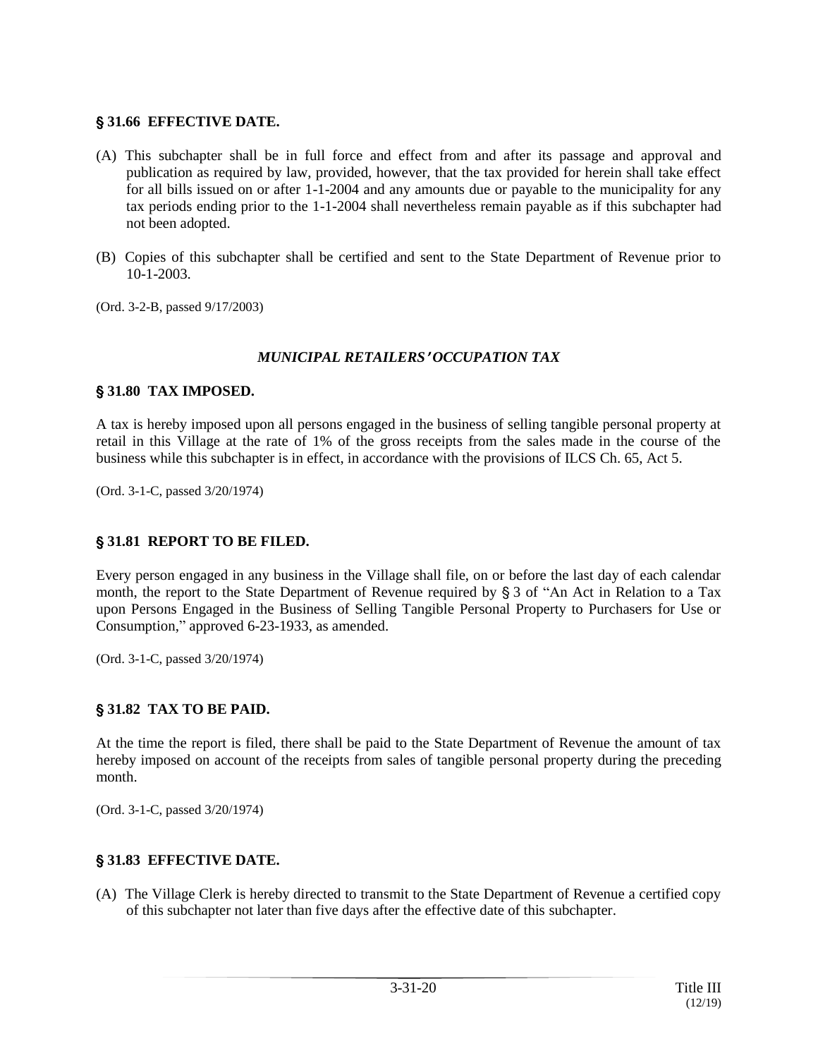### § 31.66 EFFECTIVE DATE.

(A) This subchapter shall be in full force and effect from and after its passage and approval and publication as required by law, provided, however, that the tax provided for herein shall take effect for all bills issued on or after 1-1-2004 and any amounts due or payable to the municipality for any tax periods ending prior to the 1-1-2004 shall nevertheless remain payable as if this subchapter had not been adopted.

(B) Copies of this subchapter shall be certified and sent to the State Department of Revenue prior to 10-1-2003.

(Ord. 3-2-B, passed 9/17/2003)

## *MUNICIPAL RETAILERS' OCCUPATION TAX*

### § 31.80 TAX IMPOSED.

A tax is hereby imposed upon all persons engaged in the business of selling tangible personal property at retail in this Village at the rate of 1% of the gross receipts from the sales made in the course of the business while this subchapter is in effect, in accordance with the provisions of ILCS Ch. 65, Act 5.

(Ord. 3-1-C, passed 3/20/1974)

### § 31.81 REPORT TO BE FILED.

Every person engaged in any business in the Village shall file, on or before the last day of each calendar month, the report to the State Department of Revenue required by § 3 of "An Act in Relation to a Tax upon Persons Engaged in the Business of Selling Tangible Personal Property to Purchasers for Use or Consumption," approved 6-23-1933, as amended.

(Ord. 3-1-C, passed 3/20/1974)

### § 31.82 TAX TO BE PAID.

At the time the report is filed, there shall be paid to the State Department of Revenue the amount of tax hereby imposed on account of the receipts from sales of tangible personal property during the preceding month.

(Ord. 3-1-C, passed 3/20/1974)

### § 31.83 EFFECTIVE DATE.

(A) The Village Clerk is hereby directed to transmit to the State Department of Revenue a certified copy of this subchapter not later than five days after the effective date of this subchapter.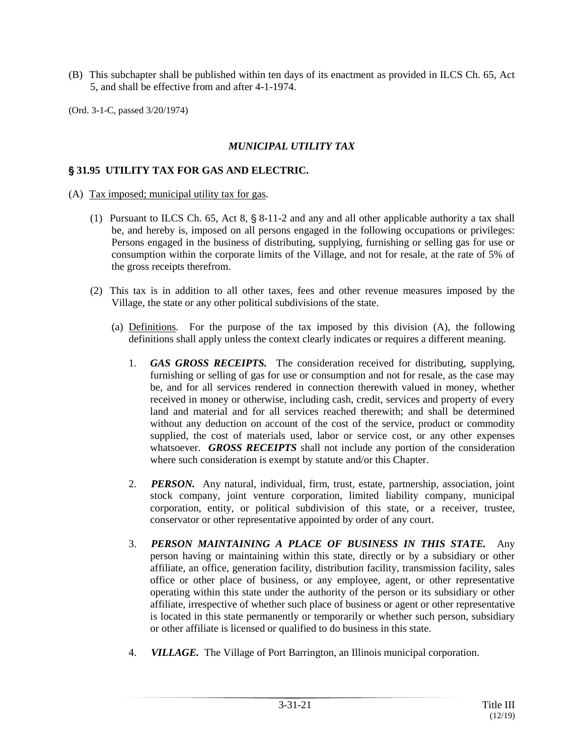(B) This subchapter shall be published within ten days of its enactment as provided in ILCS Ch. 65, Act 5, and shall be effective from and after 4-1-1974.

(Ord. 3-1-C, passed 3/20/1974)

## *MUNICIPAL UTILITY TAX*

### § 31.95 UTILITY TAX FOR GAS AND ELECTRIC.

(A) Tax imposed; municipal utility tax for gas.

(1) Pursuant to ILCS Ch. 65, Act 8, § 8-11-2 and any and all other applicable authority a tax shall be, and hereby is, imposed on all persons engaged in the following occupations or privileges: Persons engaged in the business of distributing, supplying, furnishing or selling gas for use or consumption within the corporate limits of the Village, and not for resale, at the rate of 5% of the gross receipts therefrom.

(2) This tax is in addition to all other taxes, fees and other revenue measures imposed by the Village, the state or any other political subdivisions of the state.

(a) Definitions. For the purpose of the tax imposed by this division (A), the following definitions shall apply unless the context clearly indicates or requires a different meaning.

1. ***GAS GROSS RECEIPTS.*** The consideration received for distributing, supplying, furnishing or selling of gas for use or consumption and not for resale, as the case may be, and for all services rendered in connection therewith valued in money, whether received in money or otherwise, including cash, credit, services and property of every land and material and for all services reached therewith; and shall be determined without any deduction on account of the cost of the service, product or commodity supplied, the cost of materials used, labor or service cost, or any other expenses whatsoever. ***GROSS RECEIPTS*** shall not include any portion of the consideration where such consideration is exempt by statute and/or this Chapter.

2. ***PERSON.*** Any natural, individual, firm, trust, estate, partnership, association, joint stock company, joint venture corporation, limited liability company, municipal corporation, entity, or political subdivision of this state, or a receiver, trustee, conservator or other representative appointed by order of any court.

3. ***PERSON MAINTAINING A PLACE OF BUSINESS IN THIS STATE.*** Any person having or maintaining within this state, directly or by a subsidiary or other affiliate, an office, generation facility, distribution facility, transmission facility, sales office or other place of business, or any employee, agent, or other representative operating within this state under the authority of the person or its subsidiary or other affiliate, irrespective of whether such place of business or agent or other representative is located in this state permanently or temporarily or whether such person, subsidiary or other affiliate is licensed or qualified to do business in this state.

4. ***VILLAGE.*** The Village of Port Barrington, an Illinois municipal corporation.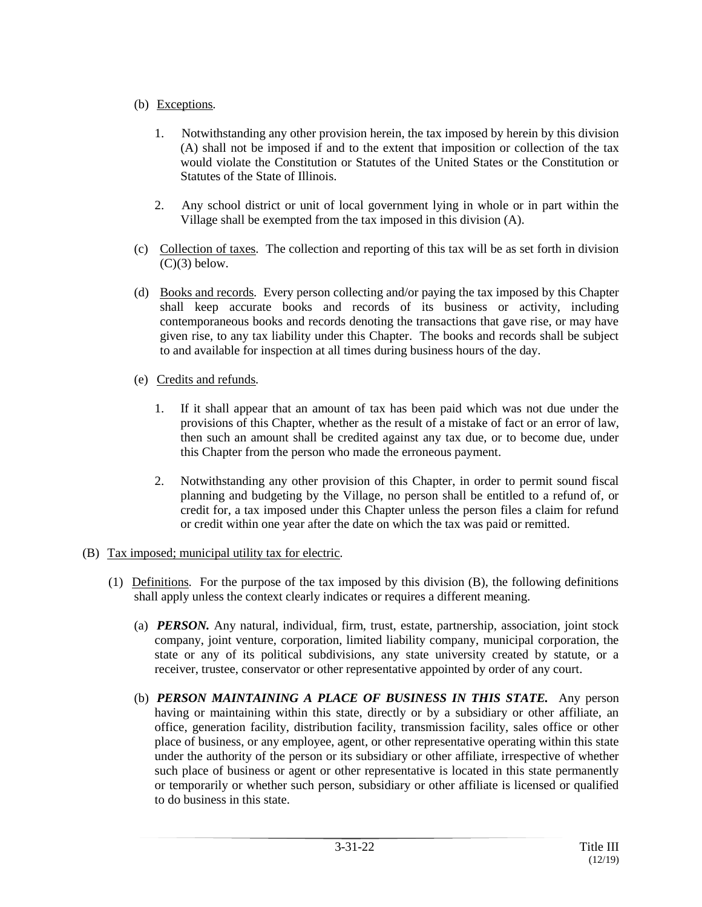(b) <u>Exceptions</u>.

1. Notwithstanding any other provision herein, the tax imposed by herein by this division (A) shall not be imposed if and to the extent that imposition or collection of the tax would violate the Constitution or Statutes of the United States or the Constitution or Statutes of the State of Illinois.

2. Any school district or unit of local government lying in whole or in part within the Village shall be exempted from the tax imposed in this division (A).

(c) <u>Collection of taxes</u>. The collection and reporting of this tax will be as set forth in division (C)(3) below.

(d) <u>Books and records</u>. Every person collecting and/or paying the tax imposed by this Chapter shall keep accurate books and records of its business or activity, including contemporaneous books and records denoting the transactions that gave rise, or may have given rise, to any tax liability under this Chapter. The books and records shall be subject to and available for inspection at all times during business hours of the day.

(e) <u>Credits and refunds</u>.

1. If it shall appear that an amount of tax has been paid which was not due under the provisions of this Chapter, whether as the result of a mistake of fact or an error of law, then such an amount shall be credited against any tax due, or to become due, under this Chapter from the person who made the erroneous payment.

2. Notwithstanding any other provision of this Chapter, in order to permit sound fiscal planning and budgeting by the Village, no person shall be entitled to a refund of, or credit for, a tax imposed under this Chapter unless the person files a claim for refund or credit within one year after the date on which the tax was paid or remitted.

(B) <u>Tax imposed; municipal utility tax for electric</u>.

(1) <u>Definitions</u>. For the purpose of the tax imposed by this division (B), the following definitions shall apply unless the context clearly indicates or requires a different meaning.

(a) ***PERSON.*** Any natural, individual, firm, trust, estate, partnership, association, joint stock company, joint venture, corporation, limited liability company, municipal corporation, the state or any of its political subdivisions, any state university created by statute, or a receiver, trustee, conservator or other representative appointed by order of any court.

(b) ***PERSON MAINTAINING A PLACE OF BUSINESS IN THIS STATE.*** Any person having or maintaining within this state, directly or by a subsidiary or other affiliate, an office, generation facility, distribution facility, transmission facility, sales office or other place of business, or any employee, agent, or other representative operating within this state under the authority of the person or its subsidiary or other affiliate, irrespective of whether such place of business or agent or other representative is located in this state permanently or temporarily or whether such person, subsidiary or other affiliate is licensed or qualified to do business in this state.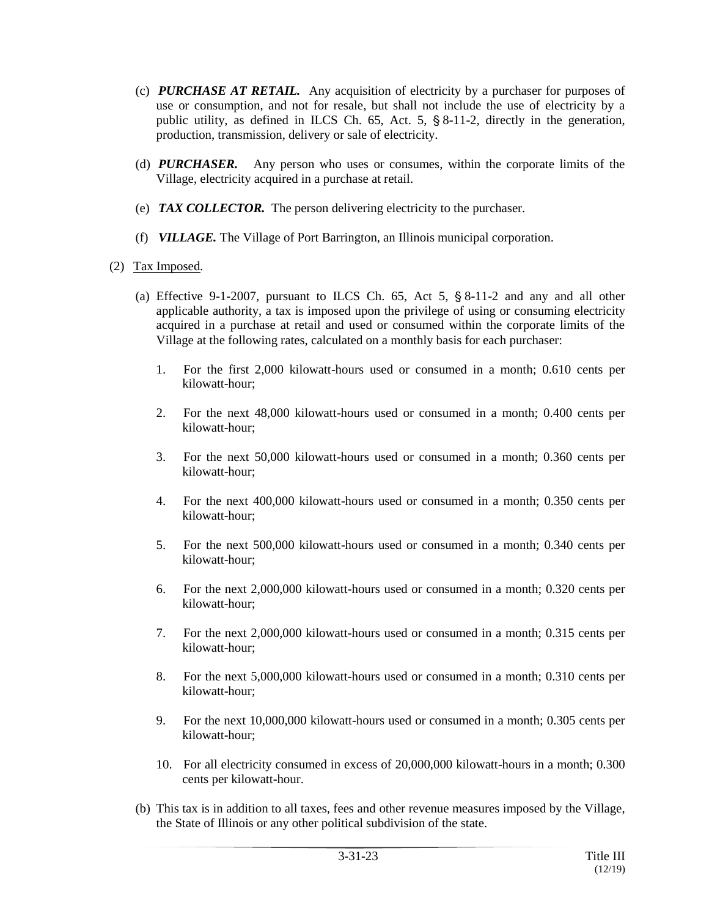(c) ***PURCHASE AT RETAIL.*** Any acquisition of electricity by a purchaser for purposes of use or consumption, and not for resale, but shall not include the use of electricity by a public utility, as defined in ILCS Ch. 65, Act. 5, § 8-11-2, directly in the generation, production, transmission, delivery or sale of electricity.

(d) ***PURCHASER.*** Any person who uses or consumes, within the corporate limits of the Village, electricity acquired in a purchase at retail.

(e) ***TAX COLLECTOR.*** The person delivering electricity to the purchaser.

(f) ***VILLAGE.*** The Village of Port Barrington, an Illinois municipal corporation.

(2) Tax Imposed.

(a) Effective 9-1-2007, pursuant to ILCS Ch. 65, Act 5, § 8-11-2 and any and all other applicable authority, a tax is imposed upon the privilege of using or consuming electricity acquired in a purchase at retail and used or consumed within the corporate limits of the Village at the following rates, calculated on a monthly basis for each purchaser:

1. For the first 2,000 kilowatt-hours used or consumed in a month; 0.610 cents per kilowatt-hour;

2. For the next 48,000 kilowatt-hours used or consumed in a month; 0.400 cents per kilowatt-hour;

3. For the next 50,000 kilowatt-hours used or consumed in a month; 0.360 cents per kilowatt-hour;

4. For the next 400,000 kilowatt-hours used or consumed in a month; 0.350 cents per kilowatt-hour;

5. For the next 500,000 kilowatt-hours used or consumed in a month; 0.340 cents per kilowatt-hour;

6. For the next 2,000,000 kilowatt-hours used or consumed in a month; 0.320 cents per kilowatt-hour;

7. For the next 2,000,000 kilowatt-hours used or consumed in a month; 0.315 cents per kilowatt-hour;

8. For the next 5,000,000 kilowatt-hours used or consumed in a month; 0.310 cents per kilowatt-hour;

9. For the next 10,000,000 kilowatt-hours used or consumed in a month; 0.305 cents per kilowatt-hour;

10. For all electricity consumed in excess of 20,000,000 kilowatt-hours in a month; 0.300 cents per kilowatt-hour.

(b) This tax is in addition to all taxes, fees and other revenue measures imposed by the Village, the State of Illinois or any other political subdivision of the state.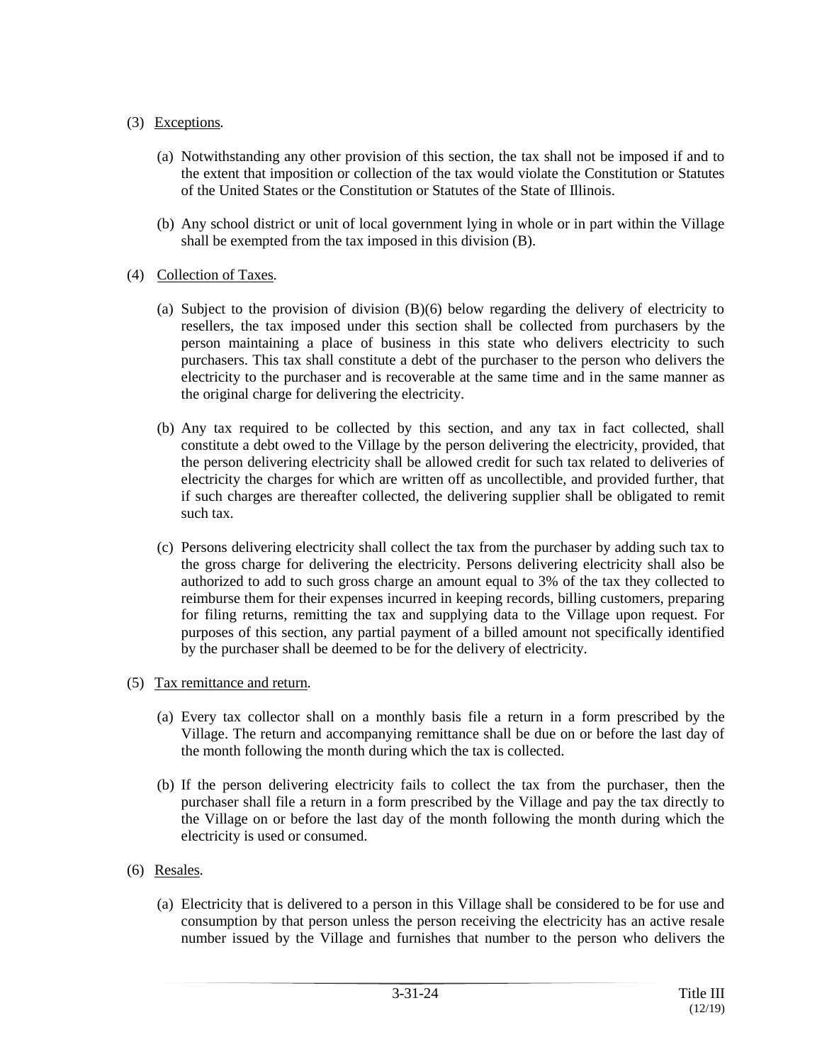(3) Exceptions.

(a) Notwithstanding any other provision of this section, the tax shall not be imposed if and to the extent that imposition or collection of the tax would violate the Constitution or Statutes of the United States or the Constitution or Statutes of the State of Illinois.

(b) Any school district or unit of local government lying in whole or in part within the Village shall be exempted from the tax imposed in this division (B).

(4) Collection of Taxes.

(a) Subject to the provision of division (B)(6) below regarding the delivery of electricity to resellers, the tax imposed under this section shall be collected from purchasers by the person maintaining a place of business in this state who delivers electricity to such purchasers. This tax shall constitute a debt of the purchaser to the person who delivers the electricity to the purchaser and is recoverable at the same time and in the same manner as the original charge for delivering the electricity.

(b) Any tax required to be collected by this section, and any tax in fact collected, shall constitute a debt owed to the Village by the person delivering the electricity, provided, that the person delivering electricity shall be allowed credit for such tax related to deliveries of electricity the charges for which are written off as uncollectible, and provided further, that if such charges are thereafter collected, the delivering supplier shall be obligated to remit such tax.

(c) Persons delivering electricity shall collect the tax from the purchaser by adding such tax to the gross charge for delivering the electricity. Persons delivering electricity shall also be authorized to add to such gross charge an amount equal to 3% of the tax they collected to reimburse them for their expenses incurred in keeping records, billing customers, preparing for filing returns, remitting the tax and supplying data to the Village upon request. For purposes of this section, any partial payment of a billed amount not specifically identified by the purchaser shall be deemed to be for the delivery of electricity.

(5) Tax remittance and return.

(a) Every tax collector shall on a monthly basis file a return in a form prescribed by the Village. The return and accompanying remittance shall be due on or before the last day of the month following the month during which the tax is collected.

(b) If the person delivering electricity fails to collect the tax from the purchaser, then the purchaser shall file a return in a form prescribed by the Village and pay the tax directly to the Village on or before the last day of the month following the month during which the electricity is used or consumed.

(6) Resales.

(a) Electricity that is delivered to a person in this Village shall be considered to be for use and consumption by that person unless the person receiving the electricity has an active resale number issued by the Village and furnishes that number to the person who delivers the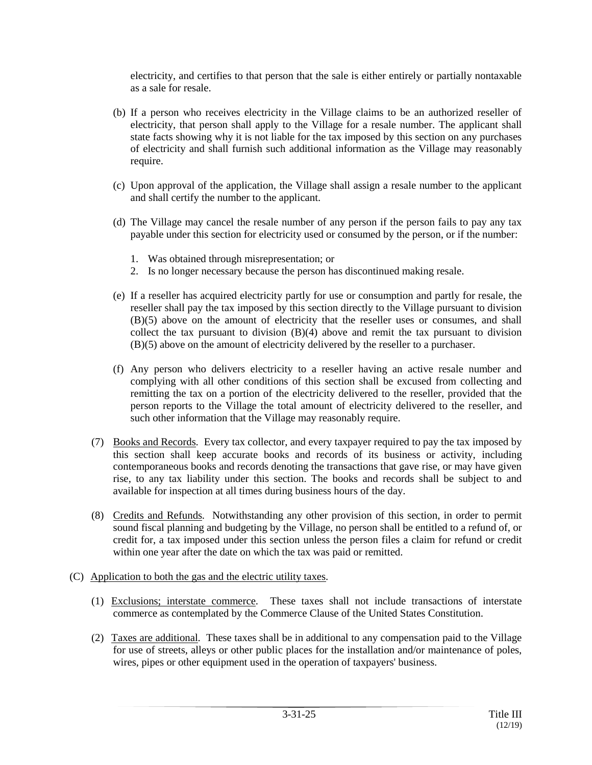electricity, and certifies to that person that the sale is either entirely or partially nontaxable as a sale for resale.

(b) If a person who receives electricity in the Village claims to be an authorized reseller of electricity, that person shall apply to the Village for a resale number. The applicant shall state facts showing why it is not liable for the tax imposed by this section on any purchases of electricity and shall furnish such additional information as the Village may reasonably require.

(c) Upon approval of the application, the Village shall assign a resale number to the applicant and shall certify the number to the applicant.

(d) The Village may cancel the resale number of any person if the person fails to pay any tax payable under this section for electricity used or consumed by the person, or if the number:

1. Was obtained through misrepresentation; or
2. Is no longer necessary because the person has discontinued making resale.

(e) If a reseller has acquired electricity partly for use or consumption and partly for resale, the reseller shall pay the tax imposed by this section directly to the Village pursuant to division (B)(5) above on the amount of electricity that the reseller uses or consumes, and shall collect the tax pursuant to division (B)(4) above and remit the tax pursuant to division (B)(5) above on the amount of electricity delivered by the reseller to a purchaser.

(f) Any person who delivers electricity to a reseller having an active resale number and complying with all other conditions of this section shall be excused from collecting and remitting the tax on a portion of the electricity delivered to the reseller, provided that the person reports to the Village the total amount of electricity delivered to the reseller, and such other information that the Village may reasonably require.

(7) Books and Records. Every tax collector, and every taxpayer required to pay the tax imposed by this section shall keep accurate books and records of its business or activity, including contemporaneous books and records denoting the transactions that gave rise, or may have given rise, to any tax liability under this section. The books and records shall be subject to and available for inspection at all times during business hours of the day.

(8) Credits and Refunds. Notwithstanding any other provision of this section, in order to permit sound fiscal planning and budgeting by the Village, no person shall be entitled to a refund of, or credit for, a tax imposed under this section unless the person files a claim for refund or credit within one year after the date on which the tax was paid or remitted.

(C) Application to both the gas and the electric utility taxes.

(1) Exclusions; interstate commerce. These taxes shall not include transactions of interstate commerce as contemplated by the Commerce Clause of the United States Constitution.

(2) Taxes are additional. These taxes shall be in additional to any compensation paid to the Village for use of streets, alleys or other public places for the installation and/or maintenance of poles, wires, pipes or other equipment used in the operation of taxpayers' business.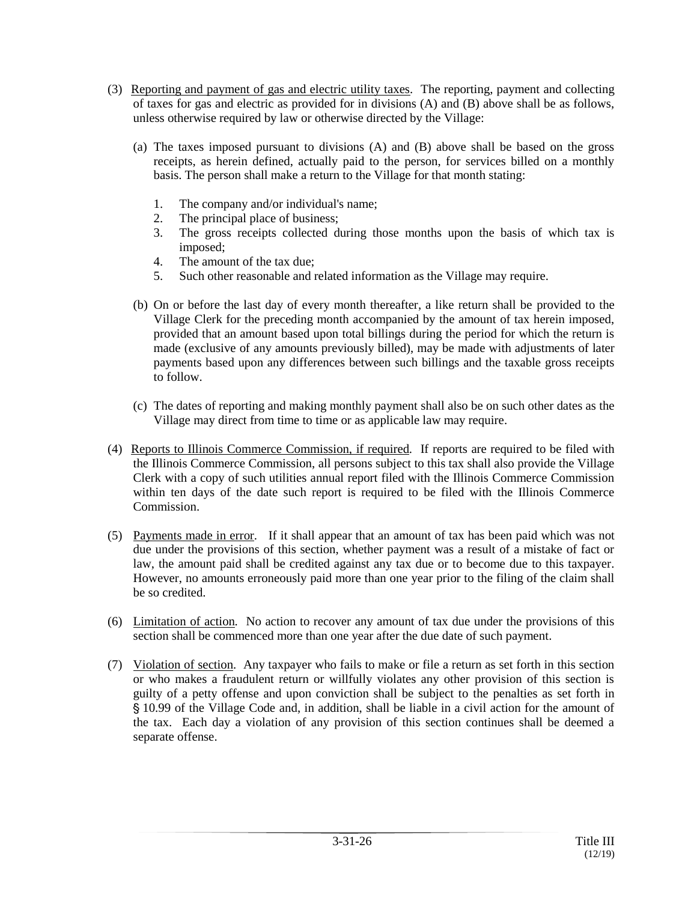(3) Reporting and payment of gas and electric utility taxes. The reporting, payment and collecting of taxes for gas and electric as provided for in divisions (A) and (B) above shall be as follows, unless otherwise required by law or otherwise directed by the Village:

   (a) The taxes imposed pursuant to divisions (A) and (B) above shall be based on the gross receipts, as herein defined, actually paid to the person, for services billed on a monthly basis. The person shall make a return to the Village for that month stating:

      1. The company and/or individual's name;
      2. The principal place of business;
      3. The gross receipts collected during those months upon the basis of which tax is imposed;
      4. The amount of the tax due;
      5. Such other reasonable and related information as the Village may require.

   (b) On or before the last day of every month thereafter, a like return shall be provided to the Village Clerk for the preceding month accompanied by the amount of tax herein imposed, provided that an amount based upon total billings during the period for which the return is made (exclusive of any amounts previously billed), may be made with adjustments of later payments based upon any differences between such billings and the taxable gross receipts to follow.

   (c) The dates of reporting and making monthly payment shall also be on such other dates as the Village may direct from time to time or as applicable law may require.

(4) Reports to Illinois Commerce Commission, if required. If reports are required to be filed with the Illinois Commerce Commission, all persons subject to this tax shall also provide the Village Clerk with a copy of such utilities annual report filed with the Illinois Commerce Commission within ten days of the date such report is required to be filed with the Illinois Commerce Commission.

(5) Payments made in error. If it shall appear that an amount of tax has been paid which was not due under the provisions of this section, whether payment was a result of a mistake of fact or law, the amount paid shall be credited against any tax due or to become due to this taxpayer. However, no amounts erroneously paid more than one year prior to the filing of the claim shall be so credited.

(6) Limitation of action. No action to recover any amount of tax due under the provisions of this section shall be commenced more than one year after the due date of such payment.

(7) Violation of section. Any taxpayer who fails to make or file a return as set forth in this section or who makes a fraudulent return or willfully violates any other provision of this section is guilty of a petty offense and upon conviction shall be subject to the penalties as set forth in § 10.99 of the Village Code and, in addition, shall be liable in a civil action for the amount of the tax. Each day a violation of any provision of this section continues shall be deemed a separate offense.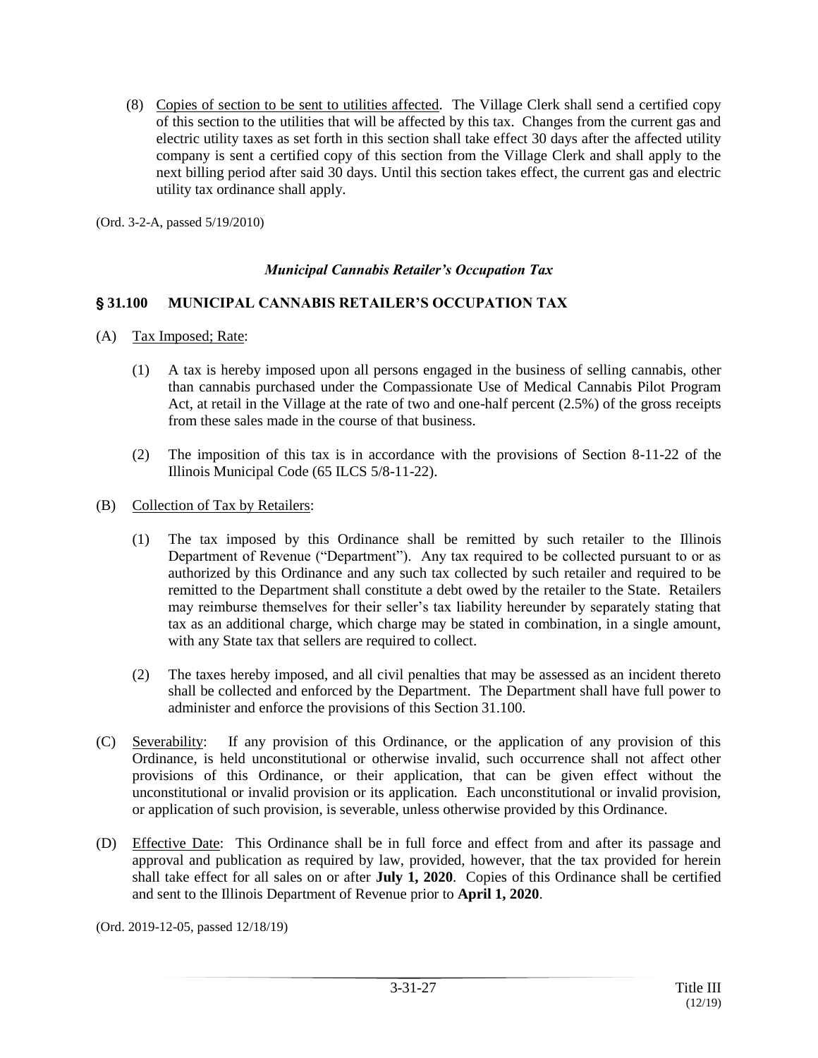(8) Copies of section to be sent to utilities affected. The Village Clerk shall send a certified copy of this section to the utilities that will be affected by this tax. Changes from the current gas and electric utility taxes as set forth in this section shall take effect 30 days after the affected utility company is sent a certified copy of this section from the Village Clerk and shall apply to the next billing period after said 30 days. Until this section takes effect, the current gas and electric utility tax ordinance shall apply.

(Ord. 3-2-A, passed 5/19/2010)

### *Municipal Cannabis Retailer's Occupation Tax*

## § 31.100 MUNICIPAL CANNABIS RETAILER'S OCCUPATION TAX

(A) Tax Imposed; Rate:

(1) A tax is hereby imposed upon all persons engaged in the business of selling cannabis, other than cannabis purchased under the Compassionate Use of Medical Cannabis Pilot Program Act, at retail in the Village at the rate of two and one-half percent (2.5%) of the gross receipts from these sales made in the course of that business.

(2) The imposition of this tax is in accordance with the provisions of Section 8-11-22 of the Illinois Municipal Code (65 ILCS 5/8-11-22).

(B) Collection of Tax by Retailers:

(1) The tax imposed by this Ordinance shall be remitted by such retailer to the Illinois Department of Revenue ("Department"). Any tax required to be collected pursuant to or as authorized by this Ordinance and any such tax collected by such retailer and required to be remitted to the Department shall constitute a debt owed by the retailer to the State. Retailers may reimburse themselves for their seller's tax liability hereunder by separately stating that tax as an additional charge, which charge may be stated in combination, in a single amount, with any State tax that sellers are required to collect.

(2) The taxes hereby imposed, and all civil penalties that may be assessed as an incident thereto shall be collected and enforced by the Department. The Department shall have full power to administer and enforce the provisions of this Section 31.100.

(C) Severability: If any provision of this Ordinance, or the application of any provision of this Ordinance, is held unconstitutional or otherwise invalid, such occurrence shall not affect other provisions of this Ordinance, or their application, that can be given effect without the unconstitutional or invalid provision or its application. Each unconstitutional or invalid provision, or application of such provision, is severable, unless otherwise provided by this Ordinance.

(D) Effective Date: This Ordinance shall be in full force and effect from and after its passage and approval and publication as required by law, provided, however, that the tax provided for herein shall take effect for all sales on or after **July 1, 2020**. Copies of this Ordinance shall be certified and sent to the Illinois Department of Revenue prior to **April 1, 2020**.

(Ord. 2019-12-05, passed 12/18/19)